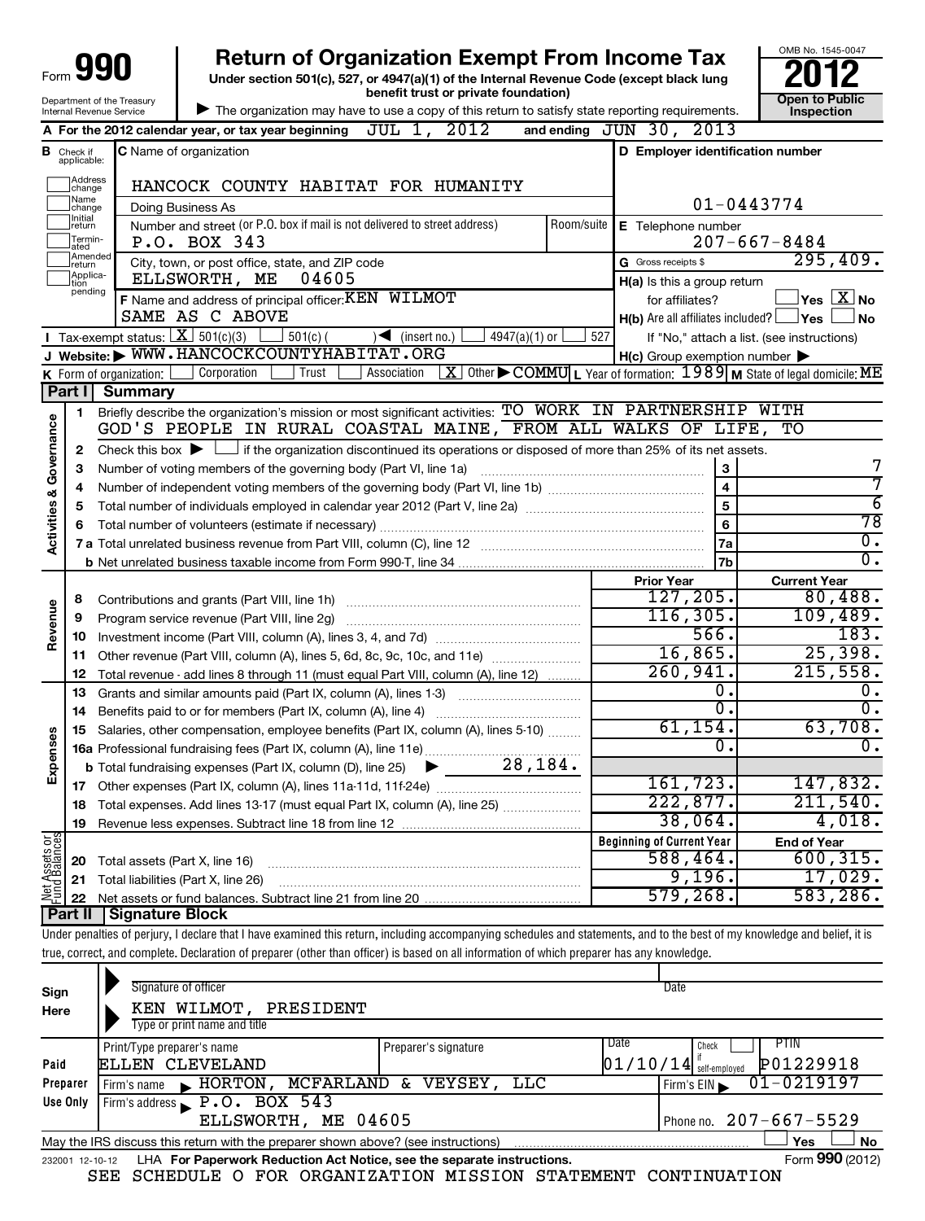Form **990**

# Return of Organization Exempt From Income Tax

**Under section 501(c), 527, or 4947(a)(1) of the Internal Revenue Code (except black lung benefit trust or private foundation)**

Department of the Treasury
Internal Revenue Service

▶ The organization may have to use a copy of this return to satisfy state reporting requirements.

OMB No. 1545-0047

**2012**

**Open to Public Inspection**

**A** For the 2012 calendar year, or tax year beginning JUL 1, 2012 and ending JUN 30, 2013

**B** Check if applicable: Address change, Name change, Initial return, Terminated, Amended return, Application pending

**C** Name of organization: HANCOCK COUNTY HABITAT FOR HUMANITY

Doing Business As

Number and street (or P.O. box if mail is not delivered to street address): P.O. BOX 343 | Room/suite

City, town, or post office, state, and ZIP code: ELLSWORTH, ME 04605

**D** Employer identification number: 01-0443774

**E** Telephone number: 207-667-8484

**G** Gross receipts $ 295,409.

**F** Name and address of principal officer: KEN WILMOT
SAME AS C ABOVE

**H(a)** Is this a group return for affiliates? ☐ Yes ☒ No

**H(b)** Are all affiliates included? ☐ Yes ☐ No
If "No," attach a list. (see instructions)

**I** Tax-exempt status: ☒ 501(c)(3) ☐ 501(c) ( ) ◀ (insert no.) ☐ 4947(a)(1) or ☐ 527

**J** Website: ▶ WWW.HANCOCKCOUNTYHABITAT.ORG

**H(c)** Group exemption number ▶

**K** Form of organization: ☐ Corporation ☐ Trust ☐ Association ☒ Other ▶ COMMU **L** Year of formation: 1989 **M** State of legal domicile: ME

## Part I Summary

**Activities & Governance**

1 Briefly describe the organization's mission or most significant activities: TO WORK IN PARTNERSHIP WITH GOD'S PEOPLE IN RURAL COASTAL MAINE, FROM ALL WALKS OF LIFE, TO

2 Check this box ▶ ☐ if the organization discontinued its operations or disposed of more than 25% of its net assets.

| | | | |
|---|---|---|---|
| 3 | Number of voting members of the governing body (Part VI, line 1a) | 3 | 7 |
| 4 | Number of independent voting members of the governing body (Part VI, line 1b) | 4 | 7 |
| 5 | Total number of individuals employed in calendar year 2012 (Part V, line 2a) | 5 | 6 |
| 6 | Total number of volunteers (estimate if necessary) | 6 | 78 |
| 7a | Total unrelated business revenue from Part VIII, column (C), line 12 | 7a | 0. |
| b | Net unrelated business taxable income from Form 990-T, line 34 | 7b | 0. |

| | | | Prior Year | Current Year |
|---|---|---|---|---|
| **Revenue** | 8 | Contributions and grants (Part VIII, line 1h) | 127,205. | 80,488. |
| | 9 | Program service revenue (Part VIII, line 2g) | 116,305. | 109,489. |
| | 10 | Investment income (Part VIII, column (A), lines 3, 4, and 7d) | 566. | 183. |
| | 11 | Other revenue (Part VIII, column (A), lines 5, 6d, 8c, 9c, 10c, and 11e) | 16,865. | 25,398. |
| | 12 | Total revenue - add lines 8 through 11 (must equal Part VIII, column (A), line 12) | 260,941. | 215,558. |
| **Expenses** | 13 | Grants and similar amounts paid (Part IX, column (A), lines 1-3) | 0. | 0. |
| | 14 | Benefits paid to or for members (Part IX, column (A), line 4) | 0. | 0. |
| | 15 | Salaries, other compensation, employee benefits (Part IX, column (A), lines 5-10) | 61,154. | 63,708. |
| | 16a | Professional fundraising fees (Part IX, column (A), line 11e) | 0. | 0. |
| | b | Total fundraising expenses (Part IX, column (D), line 25) ▶ 28,184. | | |
| | 17 | Other expenses (Part IX, column (A), lines 11a-11d, 11f-24e) | 161,723. | 147,832. |
| | 18 | Total expenses. Add lines 13-17 (must equal Part IX, column (A), line 25) | 222,877. | 211,540. |
| | 19 | Revenue less expenses. Subtract line 18 from line 12 | 38,064. | 4,018. |
| | | | **Beginning of Current Year** | **End of Year** |
| **Net Assets or Fund Balances** | 20 | Total assets (Part X, line 16) | 588,464. | 600,315. |
| | 21 | Total liabilities (Part X, line 26) | 9,196. | 17,029. |
| | 22 | Net assets or fund balances. Subtract line 21 from line 20 | 579,268. | 583,286. |

## Part II Signature Block

Under penalties of perjury, I declare that I have examined this return, including accompanying schedules and statements, and to the best of my knowledge and belief, it is true, correct, and complete. Declaration of preparer (other than officer) is based on all information of which preparer has any knowledge.

**Sign Here**

Signature of officer | Date

KEN WILMOT, PRESIDENT
Type or print name and title

**Paid Preparer Use Only**

| Print/Type preparer's name | Preparer's signature | Date | Check if self-employed | PTIN |
|---|---|---|---|---|
| ELLEN CLEVELAND | | 01/10/14 | ☐ | P01229918 |

Firm's name ▶ HORTON, MCFARLAND & VEYSEY, LLC | Firm's EIN ▶ 01-0219197

Firm's address ▶ P.O. BOX 543
ELLSWORTH, ME 04605 | Phone no. 207-667-5529

May the IRS discuss this return with the preparer shown above? (see instructions) ☐ Yes ☐ No

232001 12-10-12 LHA For Paperwork Reduction Act Notice, see the separate instructions. Form **990** (2012)

SEE SCHEDULE O FOR ORGANIZATION MISSION STATEMENT CONTINUATION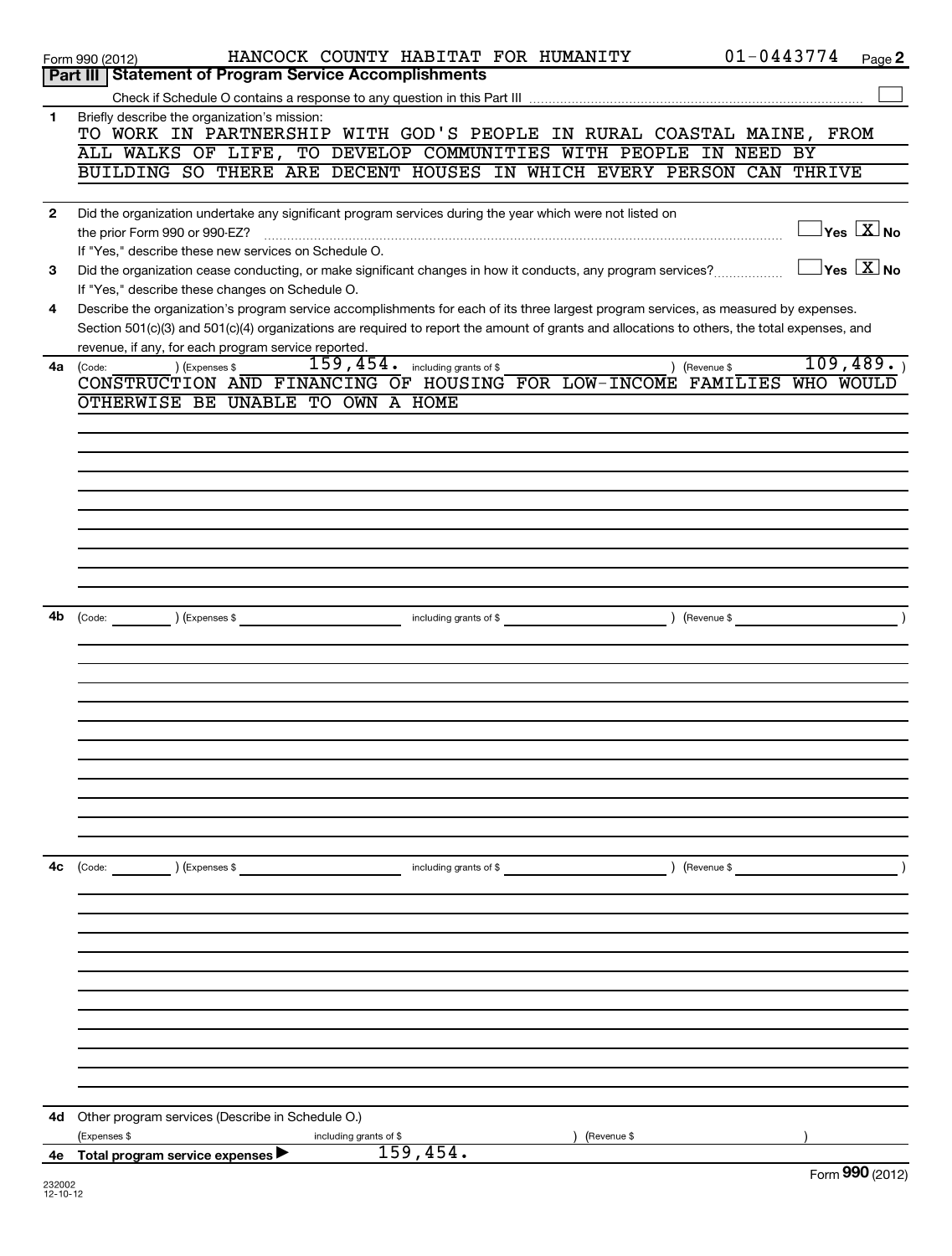Form 990 (2012) HANCOCK COUNTY HABITAT FOR HUMANITY 01-0443774 Page 2

**Part III | Statement of Program Service Accomplishments**

Check if Schedule O contains a response to any question in this Part III ☐

**1** Briefly describe the organization's mission:

TO WORK IN PARTNERSHIP WITH GOD'S PEOPLE IN RURAL COASTAL MAINE, FROM ALL WALKS OF LIFE, TO DEVELOP COMMUNITIES WITH PEOPLE IN NEED BY BUILDING SO THERE ARE DECENT HOUSES IN WHICH EVERY PERSON CAN THRIVE

**2** Did the organization undertake any significant program services during the year which were not listed on the prior Form 990 or 990-EZ? ☐ Yes ☒ No

If "Yes," describe these new services on Schedule O.

**3** Did the organization cease conducting, or make significant changes in how it conducts, any program services? ☐ Yes ☒ No

If "Yes," describe these changes on Schedule O.

**4** Describe the organization's program service accomplishments for each of its three largest program services, as measured by expenses. Section 501(c)(3) and 501(c)(4) organizations are required to report the amount of grants and allocations to others, the total expenses, and revenue, if any, for each program service reported.

**4a** (Code: ) (Expenses $ 159,454. including grants of $ ) (Revenue $ 109,489. )

CONSTRUCTION AND FINANCING OF HOUSING FOR LOW-INCOME FAMILIES WHO WOULD OTHERWISE BE UNABLE TO OWN A HOME

**4b** (Code: ) (Expenses $ including grants of $ ) (Revenue $ )

**4c** (Code: ) (Expenses $ including grants of $ ) (Revenue $ )

**4d** Other program services (Describe in Schedule O.)

(Expenses $ including grants of $ ) (Revenue $ )

**4e Total program service expenses** ▶ 159,454.

Form **990** (2012)

232002 12-10-12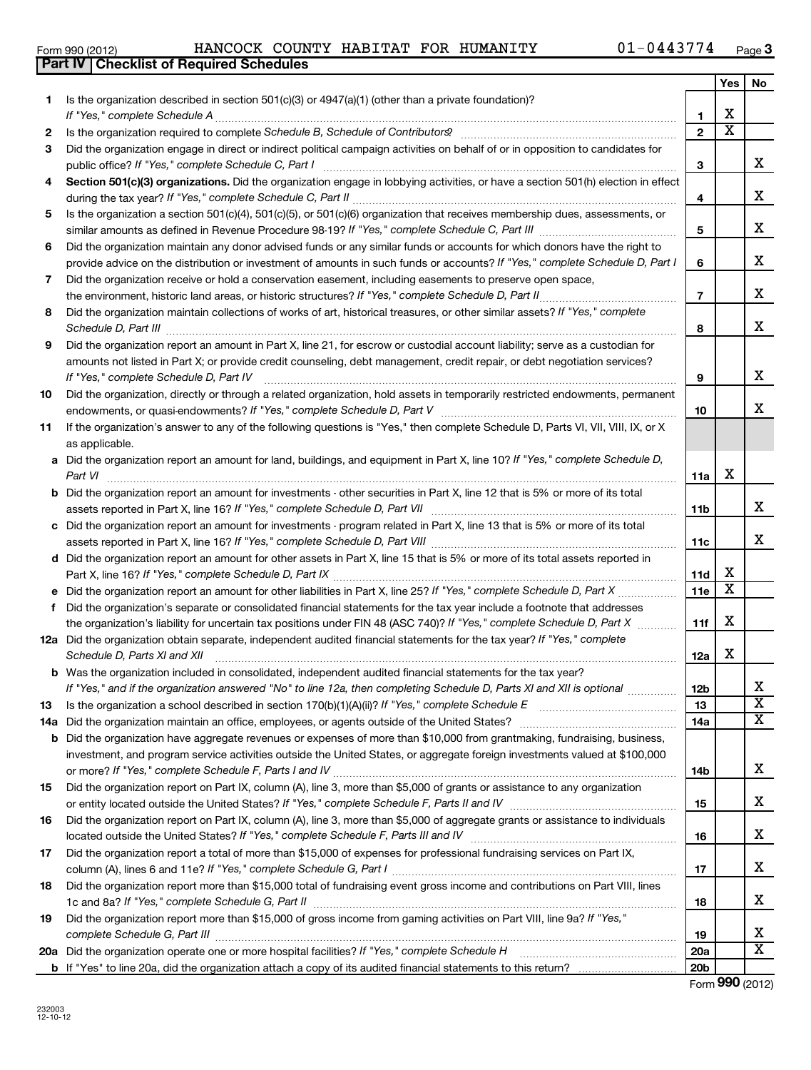Form 990 (2012) HANCOCK COUNTY HABITAT FOR HUMANITY 01-0443774

## Part IV Checklist of Required Schedules

| | | | Yes | No |
|---|---|---|---|---|
| 1 | Is the organization described in section 501(c)(3) or 4947(a)(1) (other than a private foundation)? *If "Yes," complete Schedule A* | 1 | X | |
| 2 | Is the organization required to complete *Schedule B, Schedule of Contributors*? | 2 | X | |
| 3 | Did the organization engage in direct or indirect political campaign activities on behalf of or in opposition to candidates for public office? *If "Yes," complete Schedule C, Part I* | 3 | | X |
| 4 | **Section 501(c)(3) organizations.** Did the organization engage in lobbying activities, or have a section 501(h) election in effect during the tax year? *If "Yes," complete Schedule C, Part II* | 4 | | X |
| 5 | Is the organization a section 501(c)(4), 501(c)(5), or 501(c)(6) organization that receives membership dues, assessments, or similar amounts as defined in Revenue Procedure 98-19? *If "Yes," complete Schedule C, Part III* | 5 | | X |
| 6 | Did the organization maintain any donor advised funds or any similar funds or accounts for which donors have the right to provide advice on the distribution or investment of amounts in such funds or accounts? *If "Yes," complete Schedule D, Part I* | 6 | | X |
| 7 | Did the organization receive or hold a conservation easement, including easements to preserve open space, the environment, historic land areas, or historic structures? *If "Yes," complete Schedule D, Part II* | 7 | | X |
| 8 | Did the organization maintain collections of works of art, historical treasures, or other similar assets? *If "Yes," complete Schedule D, Part III* | 8 | | X |
| 9 | Did the organization report an amount in Part X, line 21, for escrow or custodial account liability; serve as a custodian for amounts not listed in Part X; or provide credit counseling, debt management, credit repair, or debt negotiation services? *If "Yes," complete Schedule D, Part IV* | 9 | | X |
| 10 | Did the organization, directly or through a related organization, hold assets in temporarily restricted endowments, permanent endowments, or quasi-endowments? *If "Yes," complete Schedule D, Part V* | 10 | | X |
| 11 | If the organization's answer to any of the following questions is "Yes," then complete Schedule D, Parts VI, VII, VIII, IX, or X as applicable. | | | |
| a | Did the organization report an amount for land, buildings, and equipment in Part X, line 10? *If "Yes," complete Schedule D, Part VI* | 11a | X | |
| b | Did the organization report an amount for investments - other securities in Part X, line 12 that is 5% or more of its total assets reported in Part X, line 16? *If "Yes," complete Schedule D, Part VII* | 11b | | X |
| c | Did the organization report an amount for investments - program related in Part X, line 13 that is 5% or more of its total assets reported in Part X, line 16? *If "Yes," complete Schedule D, Part VIII* | 11c | | X |
| d | Did the organization report an amount for other assets in Part X, line 15 that is 5% or more of its total assets reported in Part X, line 16? *If "Yes," complete Schedule D, Part IX* | 11d | X | |
| e | Did the organization report an amount for other liabilities in Part X, line 25? *If "Yes," complete Schedule D, Part X* | 11e | X | |
| f | Did the organization's separate or consolidated financial statements for the tax year include a footnote that addresses the organization's liability for uncertain tax positions under FIN 48 (ASC 740)? *If "Yes," complete Schedule D, Part X* | 11f | X | |
| 12a | Did the organization obtain separate, independent audited financial statements for the tax year? *If "Yes," complete Schedule D, Parts XI and XII* | 12a | X | |
| b | Was the organization included in consolidated, independent audited financial statements for the tax year? *If "Yes," and if the organization answered "No" to line 12a, then completing Schedule D, Parts XI and XII is optional* | 12b | | X |
| 13 | Is the organization a school described in section 170(b)(1)(A)(ii)? *If "Yes," complete Schedule E* | 13 | | X |
| 14a | Did the organization maintain an office, employees, or agents outside of the United States? | 14a | | X |
| b | Did the organization have aggregate revenues or expenses of more than $10,000 from grantmaking, fundraising, business, investment, and program service activities outside the United States, or aggregate foreign investments valued at $100,000 or more? *If "Yes," complete Schedule F, Parts I and IV* | 14b | | X |
| 15 | Did the organization report on Part IX, column (A), line 3, more than $5,000 of grants or assistance to any organization or entity located outside the United States? *If "Yes," complete Schedule F, Parts II and IV* | 15 | | X |
| 16 | Did the organization report on Part IX, column (A), line 3, more than $5,000 of aggregate grants or assistance to individuals located outside the United States? *If "Yes," complete Schedule F, Parts III and IV* | 16 | | X |
| 17 | Did the organization report a total of more than $15,000 of expenses for professional fundraising services on Part IX, column (A), lines 6 and 11e? *If "Yes," complete Schedule G, Part I* | 17 | | X |
| 18 | Did the organization report more than $15,000 total of fundraising event gross income and contributions on Part VIII, lines 1c and 8a? *If "Yes," complete Schedule G, Part II* | 18 | | X |
| 19 | Did the organization report more than $15,000 of gross income from gaming activities on Part VIII, line 9a? *If "Yes," complete Schedule G, Part III* | 19 | | X |
| 20a | Did the organization operate one or more hospital facilities? *If "Yes," complete Schedule H* | 20a | | X |
| b | If "Yes" to line 20a, did the organization attach a copy of its audited financial statements to this return? | 20b | | |

Form 990 (2012)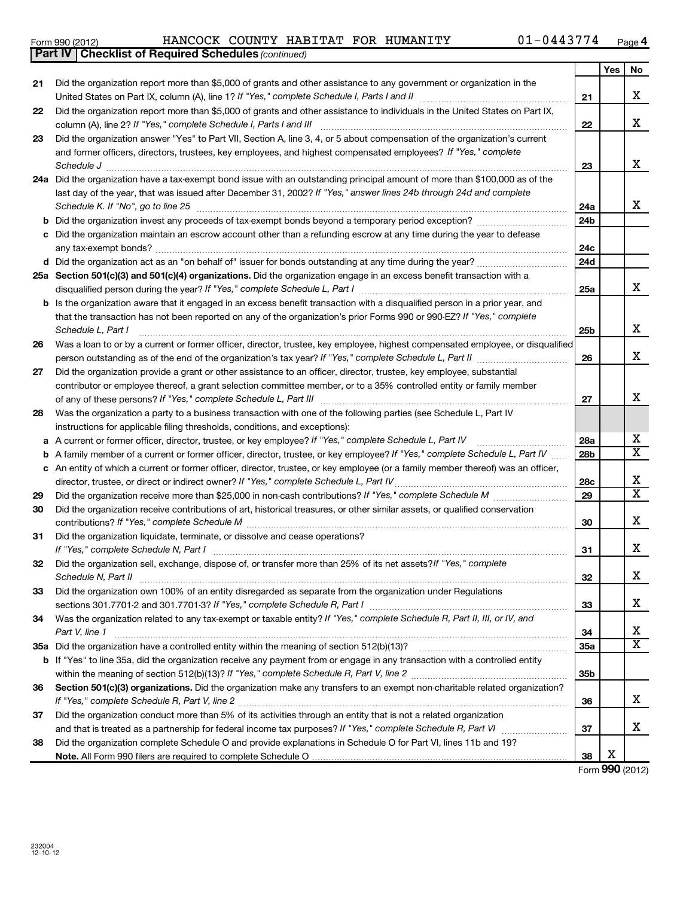Form 990 (2012) HANCOCK COUNTY HABITAT FOR HUMANITY 01-0443774 Page 4

**Part IV | Checklist of Required Schedules** *(continued)*

| | | | Yes | No |
|---|---|---|---|---|
| 21 | Did the organization report more than $5,000 of grants and other assistance to any government or organization in the United States on Part IX, column (A), line 1? *If "Yes," complete Schedule I, Parts I and II* | 21 | | X |
| 22 | Did the organization report more than $5,000 of grants and other assistance to individuals in the United States on Part IX, column (A), line 2? *If "Yes," complete Schedule I, Parts I and III* | 22 | | X |
| 23 | Did the organization answer "Yes" to Part VII, Section A, line 3, 4, or 5 about compensation of the organization's current and former officers, directors, trustees, key employees, and highest compensated employees? *If "Yes," complete Schedule J* | 23 | | X |
| 24a | Did the organization have a tax-exempt bond issue with an outstanding principal amount of more than $100,000 as of the last day of the year, that was issued after December 31, 2002? *If "Yes," answer lines 24b through 24d and complete Schedule K. If "No", go to line 25* | 24a | | X |
| b | Did the organization invest any proceeds of tax-exempt bonds beyond a temporary period exception? | 24b | | |
| c | Did the organization maintain an escrow account other than a refunding escrow at any time during the year to defease any tax-exempt bonds? | 24c | | |
| d | Did the organization act as an "on behalf of" issuer for bonds outstanding at any time during the year? | 24d | | |
| 25a | **Section 501(c)(3) and 501(c)(4) organizations.** Did the organization engage in an excess benefit transaction with a disqualified person during the year? *If "Yes," complete Schedule L, Part I* | 25a | | X |
| b | Is the organization aware that it engaged in an excess benefit transaction with a disqualified person in a prior year, and that the transaction has not been reported on any of the organization's prior Forms 990 or 990-EZ? *If "Yes," complete Schedule L, Part I* | 25b | | X |
| 26 | Was a loan to or by a current or former officer, director, trustee, key employee, highest compensated employee, or disqualified person outstanding as of the end of the organization's tax year? *If "Yes," complete Schedule L, Part II* | 26 | | X |
| 27 | Did the organization provide a grant or other assistance to an officer, director, trustee, key employee, substantial contributor or employee thereof, a grant selection committee member, or to a 35% controlled entity or family member of any of these persons? *If "Yes," complete Schedule L, Part III* | 27 | | X |
| 28 | Was the organization a party to a business transaction with one of the following parties (see Schedule L, Part IV instructions for applicable filing thresholds, conditions, and exceptions): | | | |
| a | A current or former officer, director, trustee, or key employee? *If "Yes," complete Schedule L, Part IV* | 28a | | X |
| b | A family member of a current or former officer, director, trustee, or key employee? *If "Yes," complete Schedule L, Part IV* | 28b | | X |
| c | An entity of which a current or former officer, director, trustee, or key employee (or a family member thereof) was an officer, director, trustee, or direct or indirect owner? *If "Yes," complete Schedule L, Part IV* | 28c | | X |
| 29 | Did the organization receive more than $25,000 in non-cash contributions? *If "Yes," complete Schedule M* | 29 | | X |
| 30 | Did the organization receive contributions of art, historical treasures, or other similar assets, or qualified conservation contributions? *If "Yes," complete Schedule M* | 30 | | X |
| 31 | Did the organization liquidate, terminate, or dissolve and cease operations? *If "Yes," complete Schedule N, Part I* | 31 | | X |
| 32 | Did the organization sell, exchange, dispose of, or transfer more than 25% of its net assets? *If "Yes," complete Schedule N, Part II* | 32 | | X |
| 33 | Did the organization own 100% of an entity disregarded as separate from the organization under Regulations sections 301.7701-2 and 301.7701-3? *If "Yes," complete Schedule R, Part I* | 33 | | X |
| 34 | Was the organization related to any tax-exempt or taxable entity? *If "Yes," complete Schedule R, Part II, III, or IV, and Part V, line 1* | 34 | | X |
| 35a | Did the organization have a controlled entity within the meaning of section 512(b)(13)? | 35a | | X |
| b | If "Yes" to line 35a, did the organization receive any payment from or engage in any transaction with a controlled entity within the meaning of section 512(b)(13)? *If "Yes," complete Schedule R, Part V, line 2* | 35b | | |
| 36 | **Section 501(c)(3) organizations.** Did the organization make any transfers to an exempt non-charitable related organization? *If "Yes," complete Schedule R, Part V, line 2* | 36 | | X |
| 37 | Did the organization conduct more than 5% of its activities through an entity that is not a related organization and that is treated as a partnership for federal income tax purposes? *If "Yes," complete Schedule R, Part VI* | 37 | | X |
| 38 | Did the organization complete Schedule O and provide explanations in Schedule O for Part VI, lines 11b and 19? **Note.** All Form 990 filers are required to complete Schedule O | 38 | X | |

Form **990** (2012)

232004 12-10-12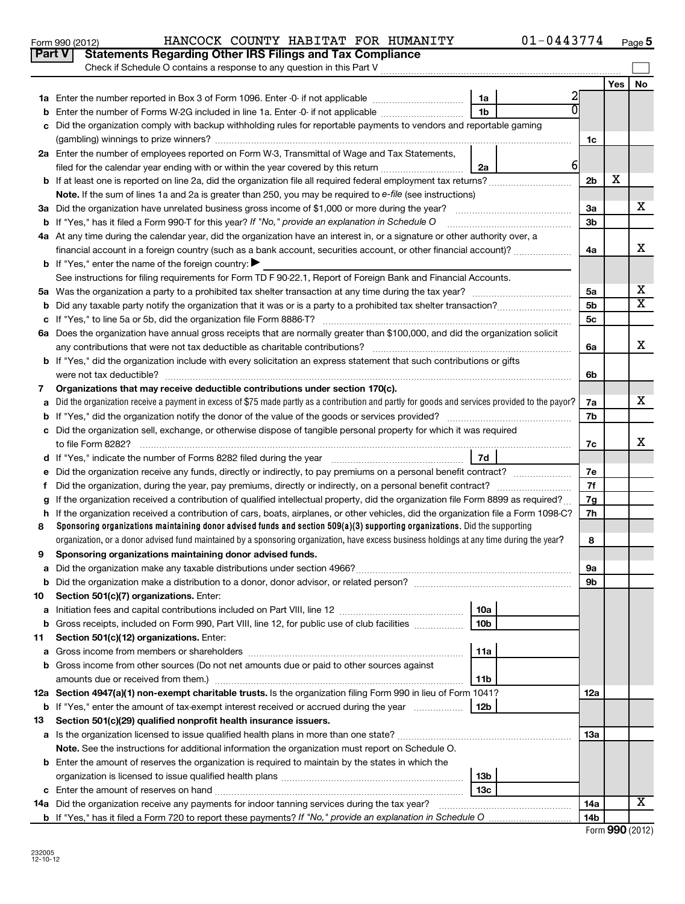Form 990 (2012) HANCOCK COUNTY HABITAT FOR HUMANITY 01-0443774 Page **5**

## Part V Statements Regarding Other IRS Filings and Tax Compliance

Check if Schedule O contains a response to any question in this Part V

| | | | | | Yes | No |
|---|---|---|---|---|---|---|
| **1a** | Enter the number reported in Box 3 of Form 1096. Enter -0- if not applicable | 1a | 2 | | | |
| **b** | Enter the number of Forms W-2G included in line 1a. Enter -0- if not applicable | 1b | 0 | | | |
| **c** | Did the organization comply with backup withholding rules for reportable payments to vendors and reportable gaming (gambling) winnings to prize winners? | | | 1c | | |
| **2a** | Enter the number of employees reported on Form W-3, Transmittal of Wage and Tax Statements, filed for the calendar year ending with or within the year covered by this return | 2a | 6 | | | |
| **b** | If at least one is reported on line 2a, did the organization file all required federal employment tax returns? | | | 2b | X | |
| | **Note.** If the sum of lines 1a and 2a is greater than 250, you may be required to *e-file* (see instructions) | | | | | |
| **3a** | Did the organization have unrelated business gross income of $1,000 or more during the year? | | | 3a | | X |
| **b** | If "Yes," has it filed a Form 990-T for this year? *If "No," provide an explanation in Schedule O* | | | 3b | | |
| **4a** | At any time during the calendar year, did the organization have an interest in, or a signature or other authority over, a financial account in a foreign country (such as a bank account, securities account, or other financial account)? | | | 4a | | X |
| **b** | If "Yes," enter the name of the foreign country: ▶ | | | | | |
| | See instructions for filing requirements for Form TD F 90-22.1, Report of Foreign Bank and Financial Accounts. | | | | | |
| **5a** | Was the organization a party to a prohibited tax shelter transaction at any time during the tax year? | | | 5a | | X |
| **b** | Did any taxable party notify the organization that it was or is a party to a prohibited tax shelter transaction? | | | 5b | | X |
| **c** | If "Yes," to line 5a or 5b, did the organization file Form 8886-T? | | | 5c | | |
| **6a** | Does the organization have annual gross receipts that are normally greater than $100,000, and did the organization solicit any contributions that were not tax deductible as charitable contributions? | | | 6a | | X |
| **b** | If "Yes," did the organization include with every solicitation an express statement that such contributions or gifts were not tax deductible? | | | 6b | | |
| **7** | **Organizations that may receive deductible contributions under section 170(c).** | | | | | |
| **a** | Did the organization receive a payment in excess of $75 made partly as a contribution and partly for goods and services provided to the payor? | | | 7a | | X |
| **b** | If "Yes," did the organization notify the donor of the value of the goods or services provided? | | | 7b | | |
| **c** | Did the organization sell, exchange, or otherwise dispose of tangible personal property for which it was required to file Form 8282? | | | 7c | | X |
| **d** | If "Yes," indicate the number of Forms 8282 filed during the year | 7d | | | | |
| **e** | Did the organization receive any funds, directly or indirectly, to pay premiums on a personal benefit contract? | | | 7e | | |
| **f** | Did the organization, during the year, pay premiums, directly or indirectly, on a personal benefit contract? | | | 7f | | |
| **g** | If the organization received a contribution of qualified intellectual property, did the organization file Form 8899 as required? | | | 7g | | |
| **h** | If the organization received a contribution of cars, boats, airplanes, or other vehicles, did the organization file a Form 1098-C? | | | 7h | | |
| **8** | **Sponsoring organizations maintaining donor advised funds and section 509(a)(3) supporting organizations.** Did the supporting organization, or a donor advised fund maintained by a sponsoring organization, have excess business holdings at any time during the year? | | | 8 | | |
| **9** | **Sponsoring organizations maintaining donor advised funds.** | | | | | |
| **a** | Did the organization make any taxable distributions under section 4966? | | | 9a | | |
| **b** | Did the organization make a distribution to a donor, donor advisor, or related person? | | | 9b | | |
| **10** | **Section 501(c)(7) organizations.** Enter: | | | | | |
| **a** | Initiation fees and capital contributions included on Part VIII, line 12 | 10a | | | | |
| **b** | Gross receipts, included on Form 990, Part VIII, line 12, for public use of club facilities | 10b | | | | |
| **11** | **Section 501(c)(12) organizations.** Enter: | | | | | |
| **a** | Gross income from members or shareholders | 11a | | | | |
| **b** | Gross income from other sources (Do not net amounts due or paid to other sources against amounts due or received from them.) | 11b | | | | |
| **12a** | **Section 4947(a)(1) non-exempt charitable trusts.** Is the organization filing Form 990 in lieu of Form 1041? | | | 12a | | |
| **b** | If "Yes," enter the amount of tax-exempt interest received or accrued during the year | 12b | | | | |
| **13** | **Section 501(c)(29) qualified nonprofit health insurance issuers.** | | | | | |
| **a** | Is the organization licensed to issue qualified health plans in more than one state? | | | 13a | | |
| | **Note.** See the instructions for additional information the organization must report on Schedule O. | | | | | |
| **b** | Enter the amount of reserves the organization is required to maintain by the states in which the organization is licensed to issue qualified health plans | 13b | | | | |
| **c** | Enter the amount of reserves on hand | 13c | | | | |
| **14a** | Did the organization receive any payments for indoor tanning services during the tax year? | | | 14a | | X |
| **b** | If "Yes," has it filed a Form 720 to report these payments? *If "No," provide an explanation in Schedule O* | | | 14b | | |

Form **990** (2012)

232005 12-10-12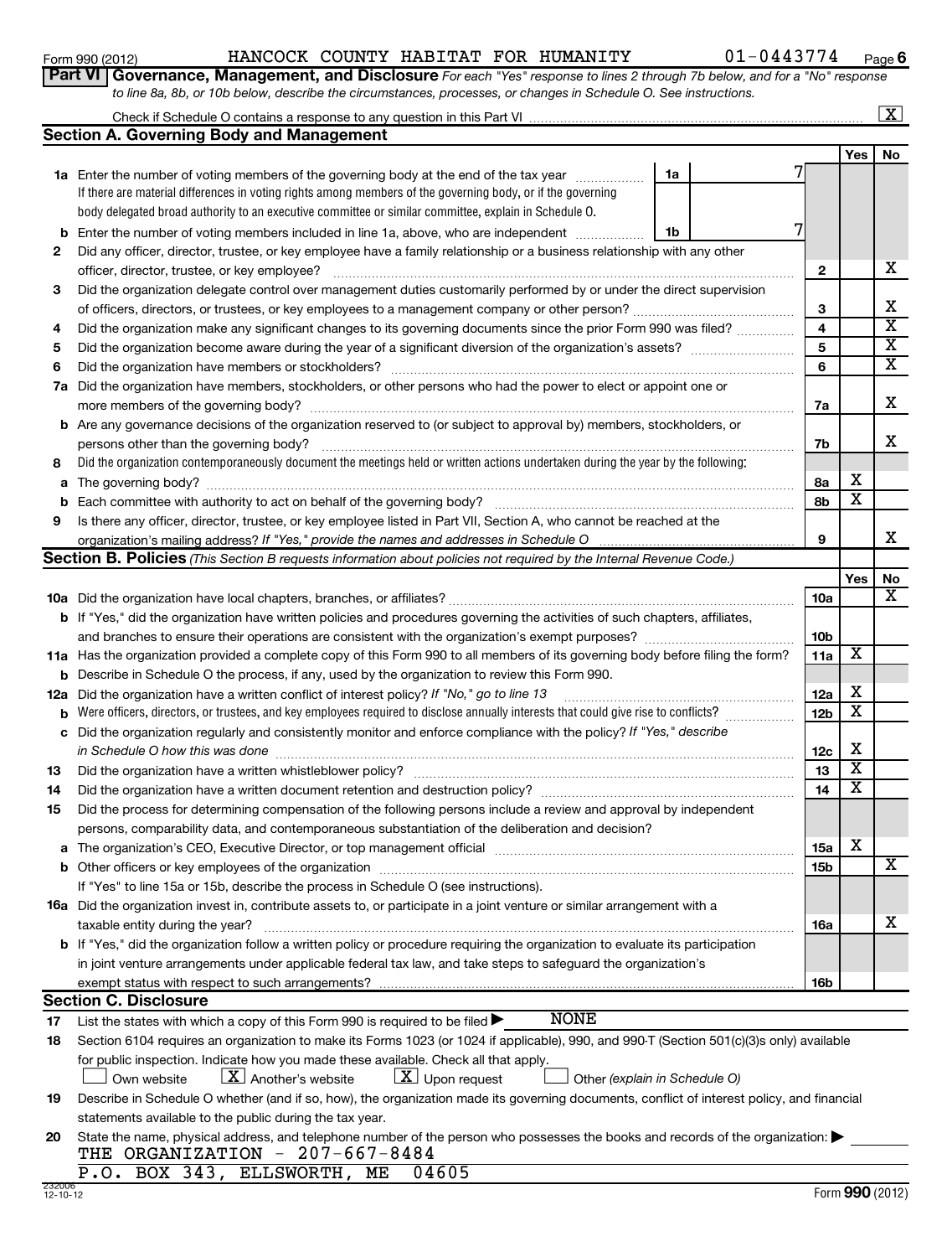Form 990 (2012) HANCOCK COUNTY HABITAT FOR HUMANITY 01-0443774 Page 6

**Part VI Governance, Management, and Disclosure** *For each "Yes" response to lines 2 through 7b below, and for a "No" response to line 8a, 8b, or 10b below, describe the circumstances, processes, or changes in Schedule O. See instructions.*

Check if Schedule O contains a response to any question in this Part VI .......... [X]

## Section A. Governing Body and Management

| | | | | Yes | No |
|---|---|---|---|---|---|
| **1a** | Enter the number of voting members of the governing body at the end of the tax year. If there are material differences in voting rights among members of the governing body, or if the governing body delegated broad authority to an executive committee or similar committee, explain in Schedule O. | 1a: 7 | | | |
| **b** | Enter the number of voting members included in line 1a, above, who are independent | 1b: 7 | | | |
| **2** | Did any officer, director, trustee, or key employee have a family relationship or a business relationship with any other officer, director, trustee, or key employee? | | 2 | | X |
| **3** | Did the organization delegate control over management duties customarily performed by or under the direct supervision of officers, directors, or trustees, or key employees to a management company or other person? | | 3 | | X |
| **4** | Did the organization make any significant changes to its governing documents since the prior Form 990 was filed? | | 4 | | X |
| **5** | Did the organization become aware during the year of a significant diversion of the organization's assets? | | 5 | | X |
| **6** | Did the organization have members or stockholders? | | 6 | | X |
| **7a** | Did the organization have members, stockholders, or other persons who had the power to elect or appoint one or more members of the governing body? | | 7a | | X |
| **b** | Are any governance decisions of the organization reserved to (or subject to approval by) members, stockholders, or persons other than the governing body? | | 7b | | X |
| **8** | Did the organization contemporaneously document the meetings held or written actions undertaken during the year by the following: | | | | |
| **a** | The governing body? | | 8a | X | |
| **b** | Each committee with authority to act on behalf of the governing body? | | 8b | X | |
| **9** | Is there any officer, director, trustee, or key employee listed in Part VII, Section A, who cannot be reached at the organization's mailing address? *If "Yes," provide the names and addresses in Schedule O* | | 9 | | X |

## Section B. Policies *(This Section B requests information about policies not required by the Internal Revenue Code.)*

| | | | Yes | No |
|---|---|---|---|---|
| **10a** | Did the organization have local chapters, branches, or affiliates? | 10a | | X |
| **b** | If "Yes," did the organization have written policies and procedures governing the activities of such chapters, affiliates, and branches to ensure their operations are consistent with the organization's exempt purposes? | 10b | | |
| **11a** | Has the organization provided a complete copy of this Form 990 to all members of its governing body before filing the form? | 11a | X | |
| **b** | Describe in Schedule O the process, if any, used by the organization to review this Form 990. | | | |
| **12a** | Did the organization have a written conflict of interest policy? *If "No," go to line 13* | 12a | X | |
| **b** | Were officers, directors, or trustees, and key employees required to disclose annually interests that could give rise to conflicts? | 12b | X | |
| **c** | Did the organization regularly and consistently monitor and enforce compliance with the policy? *If "Yes," describe in Schedule O how this was done* | 12c | X | |
| **13** | Did the organization have a written whistleblower policy? | 13 | X | |
| **14** | Did the organization have a written document retention and destruction policy? | 14 | X | |
| **15** | Did the process for determining compensation of the following persons include a review and approval by independent persons, comparability data, and contemporaneous substantiation of the deliberation and decision? | | | |
| **a** | The organization's CEO, Executive Director, or top management official | 15a | X | |
| **b** | Other officers or key employees of the organization | 15b | | X |
| | If "Yes" to line 15a or 15b, describe the process in Schedule O (see instructions). | | | |
| **16a** | Did the organization invest in, contribute assets to, or participate in a joint venture or similar arrangement with a taxable entity during the year? | 16a | | X |
| **b** | If "Yes," did the organization follow a written policy or procedure requiring the organization to evaluate its participation in joint venture arrangements under applicable federal tax law, and take steps to safeguard the organization's exempt status with respect to such arrangements? | 16b | | |

## Section C. Disclosure

**17** List the states with which a copy of this Form 990 is required to be filed ▶ NONE

**18** Section 6104 requires an organization to make its Forms 1023 (or 1024 if applicable), 990, and 990-T (Section 501(c)(3)s only) available for public inspection. Indicate how you made these available. Check all that apply.

[ ] Own website [X] Another's website [X] Upon request [ ] Other *(explain in Schedule O)*

**19** Describe in Schedule O whether (and if so, how), the organization made its governing documents, conflict of interest policy, and financial statements available to the public during the tax year.

**20** State the name, physical address, and telephone number of the person who possesses the books and records of the organization: ▶

THE ORGANIZATION - 207-667-8484
P.O. BOX 343, ELLSWORTH, ME 04605

232006 12-10-12 Form **990** (2012)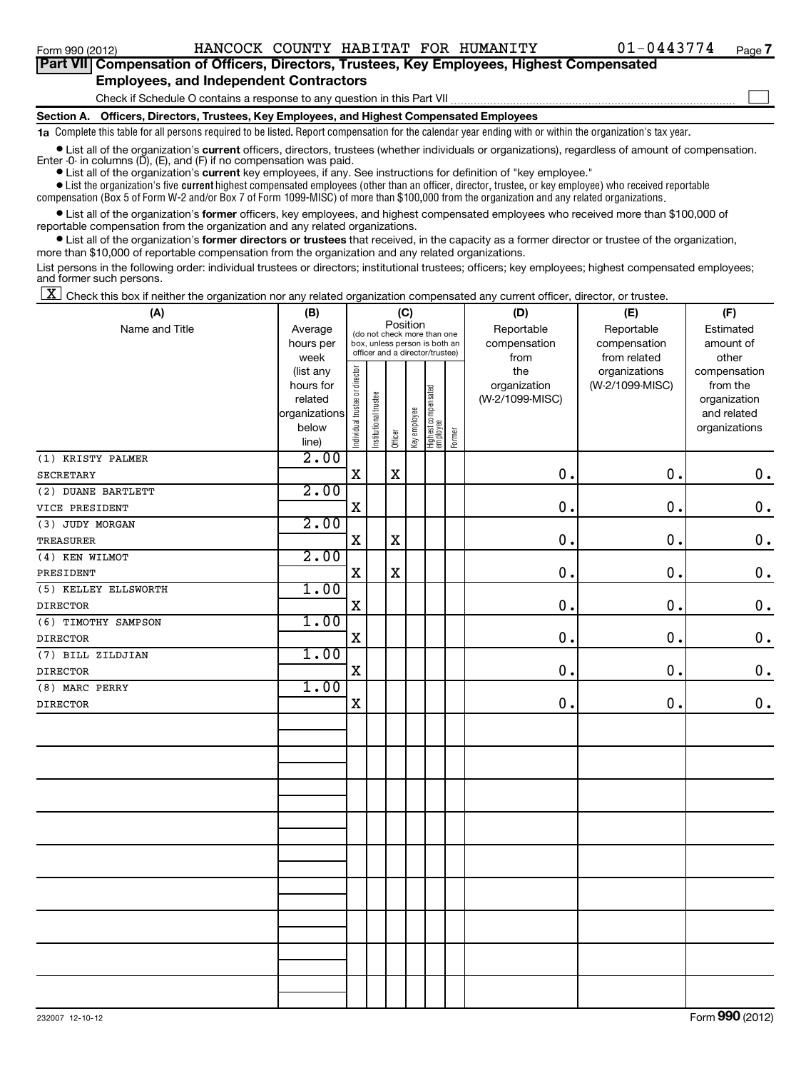Form 990 (2012) HANCOCK COUNTY HABITAT FOR HUMANITY 01-0443774 Page 7

## Part VII Compensation of Officers, Directors, Trustees, Key Employees, Highest Compensated Employees, and Independent Contractors

Check if Schedule O contains a response to any question in this Part VII ☐

### Section A. Officers, Directors, Trustees, Key Employees, and Highest Compensated Employees

**1a** Complete this table for all persons required to be listed. Report compensation for the calendar year ending with or within the organization's tax year.

- List all of the organization's **current** officers, directors, trustees (whether individuals or organizations), regardless of amount of compensation. Enter -0- in columns (D), (E), and (F) if no compensation was paid.
- List all of the organization's **current** key employees, if any. See instructions for definition of "key employee."
- List the organization's five **current** highest compensated employees (other than an officer, director, trustee, or key employee) who received reportable compensation (Box 5 of Form W-2 and/or Box 7 of Form 1099-MISC) of more than $100,000 from the organization and any related organizations.
- List all of the organization's **former** officers, key employees, and highest compensated employees who received more than $100,000 of reportable compensation from the organization and any related organizations.
- List all of the organization's **former directors or trustees** that received, in the capacity as a former director or trustee of the organization, more than $10,000 of reportable compensation from the organization and any related organizations.

List persons in the following order: individual trustees or directors; institutional trustees; officers; key employees; highest compensated employees; and former such persons.

☒ Check this box if neither the organization nor any related organization compensated any current officer, director, or trustee.

| (A) Name and Title | (B) Average hours per week (list any hours for related organizations below line) | (C) Position (do not check more than one box, unless person is both an officer and a director/trustee): Individual trustee or director | Institutional trustee | Officer | Key employee | Highest compensated employee | Former | (D) Reportable compensation from the organization (W-2/1099-MISC) | (E) Reportable compensation from related organizations (W-2/1099-MISC) | (F) Estimated amount of other compensation from the organization and related organizations |
|---|---|---|---|---|---|---|---|---|---|---|
| (1) KRISTY PALMER SECRETARY | 2.00 | X | | X | | | | 0. | 0. | 0. |
| (2) DUANE BARTLETT VICE PRESIDENT | 2.00 | X | | | | | | 0. | 0. | 0. |
| (3) JUDY MORGAN TREASURER | 2.00 | X | | X | | | | 0. | 0. | 0. |
| (4) KEN WILMOT PRESIDENT | 2.00 | X | | X | | | | 0. | 0. | 0. |
| (5) KELLEY ELLSWORTH DIRECTOR | 1.00 | X | | | | | | 0. | 0. | 0. |
| (6) TIMOTHY SAMPSON DIRECTOR | 1.00 | X | | | | | | 0. | 0. | 0. |
| (7) BILL ZILDJIAN DIRECTOR | 1.00 | X | | | | | | 0. | 0. | 0. |
| (8) MARC PERRY DIRECTOR | 1.00 | X | | | | | | 0. | 0. | 0. |

232007 12-10-12 Form 990 (2012)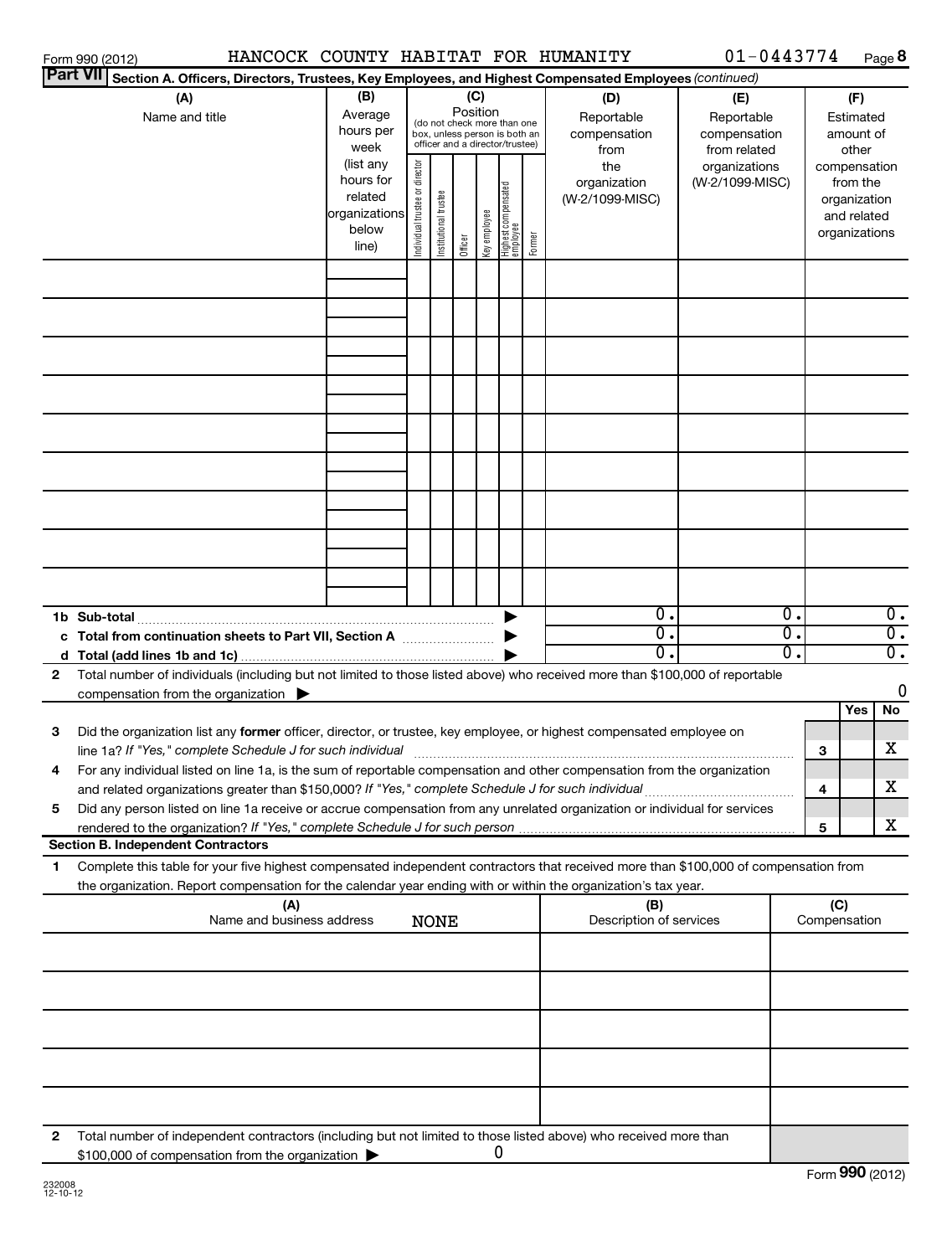Form 990 (2012) HANCOCK COUNTY HABITAT FOR HUMANITY 01-0443774 Page 8

**Part VII Section A. Officers, Directors, Trustees, Key Employees, and Highest Compensated Employees** *(continued)*

| (A) Name and title | (B) Average hours per week (list any hours for related organizations below line) | (C) Position (do not check more than one box, unless person is both an officer and a director/trustee): Individual trustee or director | Institutional trustee | Officer | Key employee | Highest compensated employee | Former | (D) Reportable compensation from the organization (W-2/1099-MISC) | (E) Reportable compensation from related organizations (W-2/1099-MISC) | (F) Estimated amount of other compensation from the organization and related organizations |
|---|---|---|---|---|---|---|---|---|---|---|
| | | | | | | | | | | |
| | | | | | | | | | | |
| | | | | | | | | | | |
| | | | | | | | | | | |
| | | | | | | | | | | |
| | | | | | | | | | | |
| | | | | | | | | | | |
| | | | | | | | | | | |
| | | | | | | | | | | |
| **1b Sub-total** | | | | | | | | 0. | 0. | 0. |
| **c Total from continuation sheets to Part VII, Section A** | | | | | | | | 0. | 0. | 0. |
| **d Total (add lines 1b and 1c)** | | | | | | | | 0. | 0. | 0. |

**2** Total number of individuals (including but not limited to those listed above) who received more than $100,000 of reportable compensation from the organization ▶ 0

| | | Yes | No |
|---|---|---|---|
| **3** Did the organization list any **former** officer, director, or trustee, key employee, or highest compensated employee on line 1a? *If "Yes," complete Schedule J for such individual* | 3 | | X |
| **4** For any individual listed on line 1a, is the sum of reportable compensation and other compensation from the organization and related organizations greater than $150,000? *If "Yes," complete Schedule J for such individual* | 4 | | X |
| **5** Did any person listed on line 1a receive or accrue compensation from any unrelated organization or individual for services rendered to the organization? *If "Yes," complete Schedule J for such person* | 5 | | X |

**Section B. Independent Contractors**

**1** Complete this table for your five highest compensated independent contractors that received more than $100,000 of compensation from the organization. Report compensation for the calendar year ending with or within the organization's tax year.

| (A) Name and business address NONE | (B) Description of services | (C) Compensation |
|---|---|---|
| | | |
| | | |
| | | |
| | | |
| | | |

**2** Total number of independent contractors (including but not limited to those listed above) who received more than $100,000 of compensation from the organization ▶ 0

Form **990** (2012)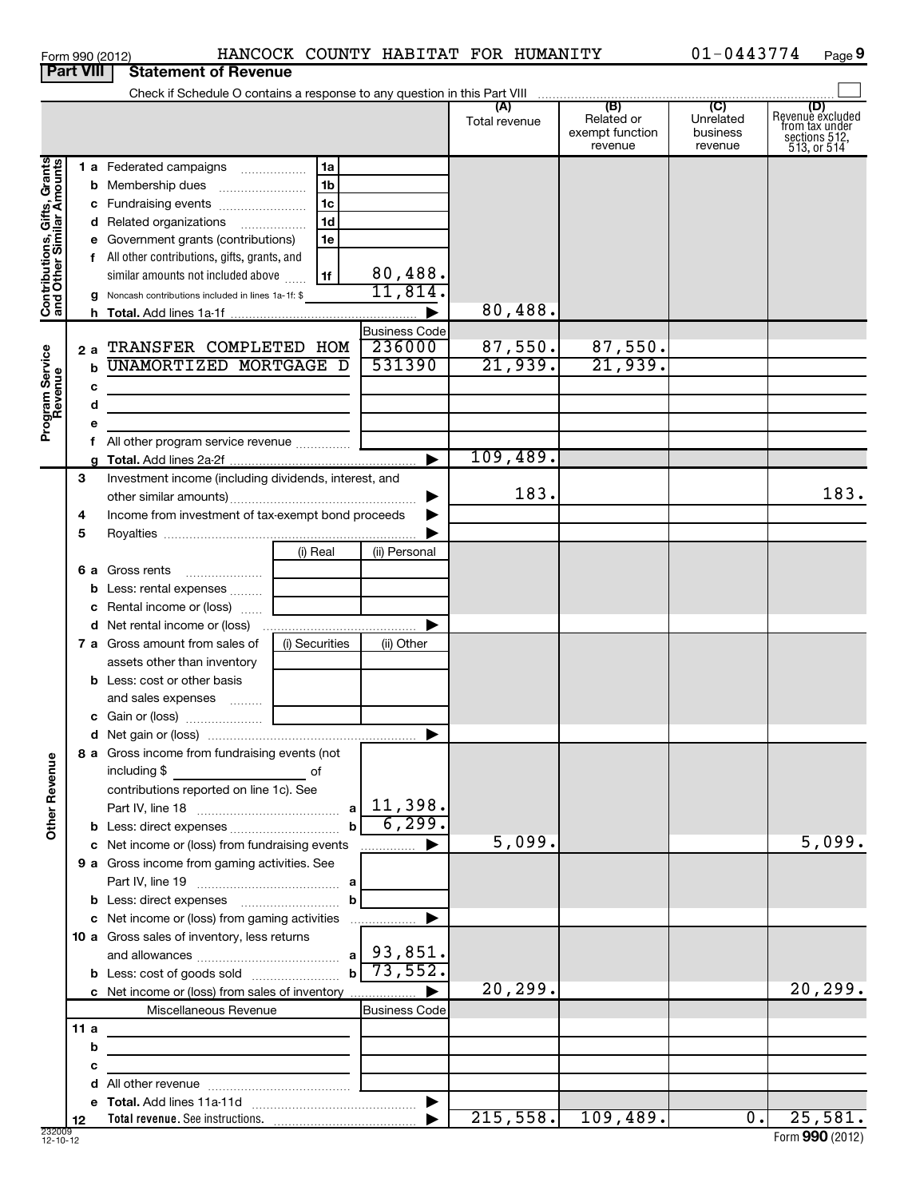Form 990 (2012) HANCOCK COUNTY HABITAT FOR HUMANITY 01-0443774 Page 9

## Part VIII Statement of Revenue

Check if Schedule O contains a response to any question in this Part VIII

| | | | (A) Total revenue | (B) Related or exempt function revenue | (C) Unrelated business revenue | (D) Revenue excluded from tax under sections 512, 513, or 514 |
|---|---|---|---|---|---|---|
| **Contributions, Gifts, Grants and Other Similar Amounts** | 1 a Federated campaigns 1a | | | | | |
| | b Membership dues 1b | | | | | |
| | c Fundraising events 1c | | | | | |
| | d Related organizations 1d | | | | | |
| | e Government grants (contributions) 1e | | | | | |
| | f All other contributions, gifts, grants, and similar amounts not included above 1f | 80,488. | | | | |
| | g Noncash contributions included in lines 1a-1f: $ | 11,814. | | | | |
| | h Total. Add lines 1a-1f | | 80,488. | | | |
| **Program Service Revenue** | | Business Code | | | | |
| | 2 a TRANSFER COMPLETED HOM | 236000 | 87,550. | 87,550. | | |
| | b UNAMORTIZED MORTGAGE D | 531390 | 21,939. | 21,939. | | |
| | c | | | | | |
| | d | | | | | |
| | e | | | | | |
| | f All other program service revenue | | | | | |
| | g Total. Add lines 2a-2f | | 109,489. | | | |
| **Other Revenue** | 3 Investment income (including dividends, interest, and other similar amounts) | | 183. | | | 183. |
| | 4 Income from investment of tax-exempt bond proceeds | | | | | |
| | 5 Royalties | | | | | |
| | (i) Real | (ii) Personal | | | | |
| | 6 a Gross rents | | | | | |
| | b Less: rental expenses | | | | | |
| | c Rental income or (loss) | | | | | |
| | d Net rental income or (loss) | | | | | |
| | 7 a Gross amount from sales of assets other than inventory (i) Securities | (ii) Other | | | | |
| | b Less: cost or other basis and sales expenses | | | | | |
| | c Gain or (loss) | | | | | |
| | d Net gain or (loss) | | | | | |
| | 8 a Gross income from fundraising events (not including $ of contributions reported on line 1c). See Part IV, line 18 a | 11,398. | | | | |
| | b Less: direct expenses b | 6,299. | | | | |
| | c Net income or (loss) from fundraising events | | 5,099. | | | 5,099. |
| | 9 a Gross income from gaming activities. See Part IV, line 19 a | | | | | |
| | b Less: direct expenses b | | | | | |
| | c Net income or (loss) from gaming activities | | | | | |
| | 10 a Gross sales of inventory, less returns and allowances a | 93,851. | | | | |
| | b Less: cost of goods sold b | 73,552. | | | | |
| | c Net income or (loss) from sales of inventory | | 20,299. | | | 20,299. |
| | Miscellaneous Revenue | Business Code | | | | |
| | 11 a | | | | | |
| | b | | | | | |
| | c | | | | | |
| | d All other revenue | | | | | |
| | e Total. Add lines 11a-11d | | | | | |
| | 12 Total revenue. See instructions. | | 215,558. | 109,489. | 0. | 25,581. |

232009 12-10-12 Form 990 (2012)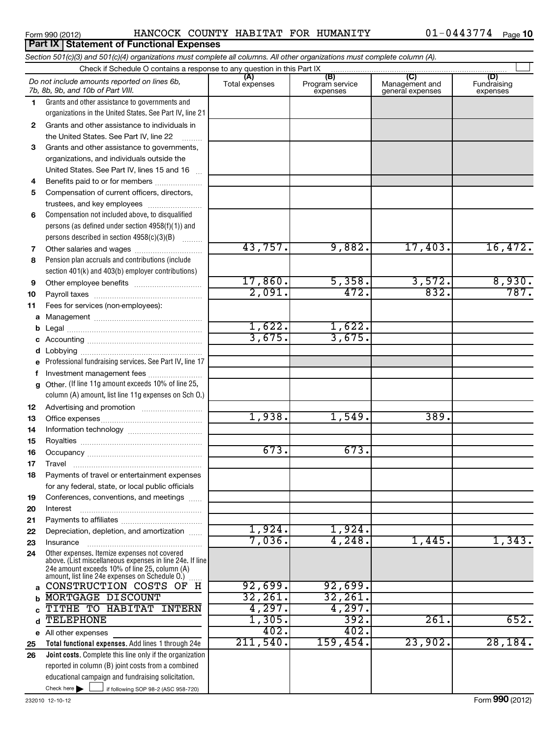Form 990 (2012) HANCOCK COUNTY HABITAT FOR HUMANITY 01-0443774 Page 10

## Part IX Statement of Functional Expenses

*Section 501(c)(3) and 501(c)(4) organizations must complete all columns. All other organizations must complete column (A).*

Check if Schedule O contains a response to any question in this Part IX

| | *Do not include amounts reported on lines 6b, 7b, 8b, 9b, and 10b of Part VIII.* | (A) Total expenses | (B) Program service expenses | (C) Management and general expenses | (D) Fundraising expenses |
|---|---|---|---|---|---|
| 1 | Grants and other assistance to governments and organizations in the United States. See Part IV, line 21 | | | | |
| 2 | Grants and other assistance to individuals in the United States. See Part IV, line 22 | | | | |
| 3 | Grants and other assistance to governments, organizations, and individuals outside the United States. See Part IV, lines 15 and 16 | | | | |
| 4 | Benefits paid to or for members | | | | |
| 5 | Compensation of current officers, directors, trustees, and key employees | | | | |
| 6 | Compensation not included above, to disqualified persons (as defined under section 4958(f)(1)) and persons described in section 4958(c)(3)(B) | | | | |
| 7 | Other salaries and wages | 43,757. | 9,882. | 17,403. | 16,472. |
| 8 | Pension plan accruals and contributions (include section 401(k) and 403(b) employer contributions) | | | | |
| 9 | Other employee benefits | 17,860. | 5,358. | 3,572. | 8,930. |
| 10 | Payroll taxes | 2,091. | 472. | 832. | 787. |
| 11 | Fees for services (non-employees): | | | | |
| a | Management | | | | |
| b | Legal | 1,622. | 1,622. | | |
| c | Accounting | 3,675. | 3,675. | | |
| d | Lobbying | | | | |
| e | Professional fundraising services. See Part IV, line 17 | | | | |
| f | Investment management fees | | | | |
| g | Other. (If line 11g amount exceeds 10% of line 25, column (A) amount, list line 11g expenses on Sch O.) | | | | |
| 12 | Advertising and promotion | | | | |
| 13 | Office expenses | 1,938. | 1,549. | 389. | |
| 14 | Information technology | | | | |
| 15 | Royalties | | | | |
| 16 | Occupancy | 673. | 673. | | |
| 17 | Travel | | | | |
| 18 | Payments of travel or entertainment expenses for any federal, state, or local public officials | | | | |
| 19 | Conferences, conventions, and meetings | | | | |
| 20 | Interest | | | | |
| 21 | Payments to affiliates | | | | |
| 22 | Depreciation, depletion, and amortization | 1,924. | 1,924. | | |
| 23 | Insurance | 7,036. | 4,248. | 1,445. | 1,343. |
| 24 | Other expenses. Itemize expenses not covered above. (List miscellaneous expenses in line 24e. If line 24e amount exceeds 10% of line 25, column (A) amount, list line 24e expenses on Schedule O.) | | | | |
| a | CONSTRUCTION COSTS OF H | 92,699. | 92,699. | | |
| b | MORTGAGE DISCOUNT | 32,261. | 32,261. | | |
| c | TITHE TO HABITAT INTERN | 4,297. | 4,297. | | |
| d | TELEPHONE | 1,305. | 392. | 261. | 652. |
| e | All other expenses | 402. | 402. | | |
| 25 | **Total functional expenses.** Add lines 1 through 24e | 211,540. | 159,454. | 23,902. | 28,184. |
| 26 | **Joint costs.** Complete this line only if the organization reported in column (B) joint costs from a combined educational campaign and fundraising solicitation. Check here ☐ if following SOP 98-2 (ASC 958-720) | | | | |

232010 12-10-12 Form **990** (2012)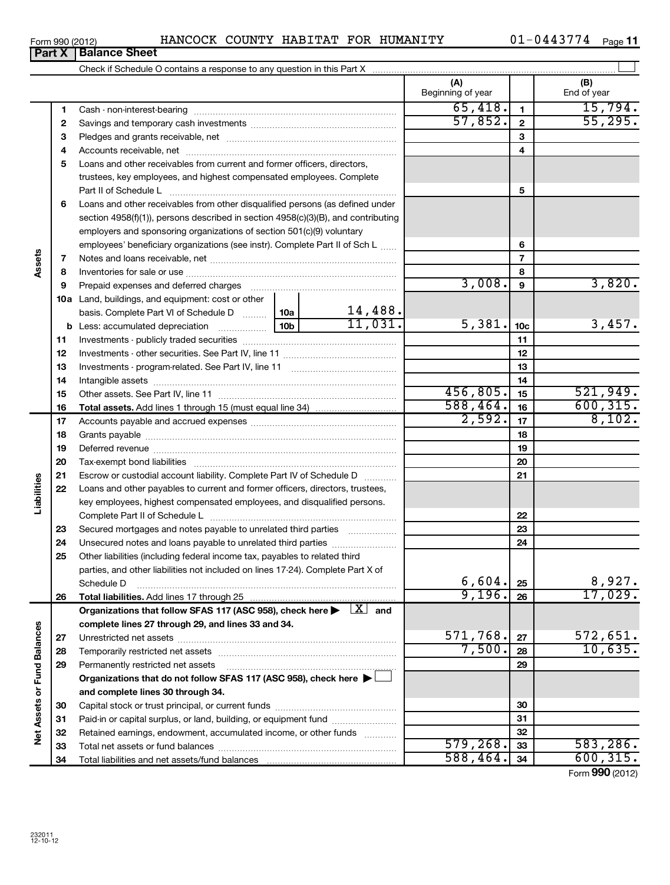Form 990 (2012) HANCOCK COUNTY HABITAT FOR HUMANITY 01-0443774

## Part X Balance Sheet

Check if Schedule O contains a response to any question in this Part X ☐

| | | | | (A) Beginning of year | | (B) End of year |
|---|---|---|---|---|---|---|
| **Assets** | 1 | Cash - non-interest-bearing | | 65,418. | 1 | 15,794. |
| | 2 | Savings and temporary cash investments | | 57,852. | 2 | 55,295. |
| | 3 | Pledges and grants receivable, net | | | 3 | |
| | 4 | Accounts receivable, net | | | 4 | |
| | 5 | Loans and other receivables from current and former officers, directors, trustees, key employees, and highest compensated employees. Complete Part II of Schedule L | | | 5 | |
| | 6 | Loans and other receivables from other disqualified persons (as defined under section 4958(f)(1)), persons described in section 4958(c)(3)(B), and contributing employers and sponsoring organizations of section 501(c)(9) voluntary employees' beneficiary organizations (see instr). Complete Part II of Sch L | | | 6 | |
| | 7 | Notes and loans receivable, net | | | 7 | |
| | 8 | Inventories for sale or use | | | 8 | |
| | 9 | Prepaid expenses and deferred charges | | 3,008. | 9 | 3,820. |
| | 10a | Land, buildings, and equipment: cost or other basis. Complete Part VI of Schedule D | 10a 14,488. | | | |
| | b | Less: accumulated depreciation | 10b 11,031. | 5,381. | 10c | 3,457. |
| | 11 | Investments - publicly traded securities | | | 11 | |
| | 12 | Investments - other securities. See Part IV, line 11 | | | 12 | |
| | 13 | Investments - program-related. See Part IV, line 11 | | | 13 | |
| | 14 | Intangible assets | | | 14 | |
| | 15 | Other assets. See Part IV, line 11 | | 456,805. | 15 | 521,949. |
| | 16 | **Total assets.** Add lines 1 through 15 (must equal line 34) | | 588,464. | 16 | 600,315. |
| **Liabilities** | 17 | Accounts payable and accrued expenses | | 2,592. | 17 | 8,102. |
| | 18 | Grants payable | | | 18 | |
| | 19 | Deferred revenue | | | 19 | |
| | 20 | Tax-exempt bond liabilities | | | 20 | |
| | 21 | Escrow or custodial account liability. Complete Part IV of Schedule D | | | 21 | |
| | 22 | Loans and other payables to current and former officers, directors, trustees, key employees, highest compensated employees, and disqualified persons. Complete Part II of Schedule L | | | 22 | |
| | 23 | Secured mortgages and notes payable to unrelated third parties | | | 23 | |
| | 24 | Unsecured notes and loans payable to unrelated third parties | | | 24 | |
| | 25 | Other liabilities (including federal income tax, payables to related third parties, and other liabilities not included on lines 17-24). Complete Part X of Schedule D | | 6,604. | 25 | 8,927. |
| | 26 | **Total liabilities.** Add lines 17 through 25 | | 9,196. | 26 | 17,029. |
| **Net Assets or Fund Balances** | | **Organizations that follow SFAS 117 (ASC 958), check here ▶ ☒ and complete lines 27 through 29, and lines 33 and 34.** | | | | |
| | 27 | Unrestricted net assets | | 571,768. | 27 | 572,651. |
| | 28 | Temporarily restricted net assets | | 7,500. | 28 | 10,635. |
| | 29 | Permanently restricted net assets | | | 29 | |
| | | **Organizations that do not follow SFAS 117 (ASC 958), check here ▶ ☐ and complete lines 30 through 34.** | | | | |
| | 30 | Capital stock or trust principal, or current funds | | | 30 | |
| | 31 | Paid-in or capital surplus, or land, building, or equipment fund | | | 31 | |
| | 32 | Retained earnings, endowment, accumulated income, or other funds | | | 32 | |
| | 33 | Total net assets or fund balances | | 579,268. | 33 | 583,286. |
| | 34 | Total liabilities and net assets/fund balances | | 588,464. | 34 | 600,315. |

Form **990** (2012)

232011 12-10-12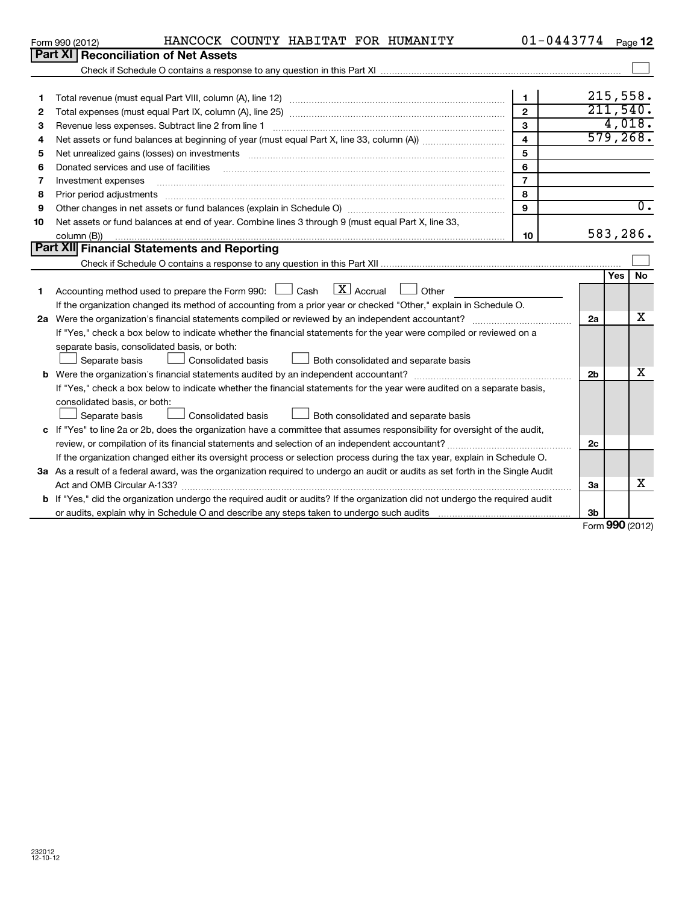Form 990 (2012) HANCOCK COUNTY HABITAT FOR HUMANITY 01-0443774

## Part XI Reconciliation of Net Assets

Check if Schedule O contains a response to any question in this Part XI ☐

| | | | |
|---|---|---|---|
| 1 | Total revenue (must equal Part VIII, column (A), line 12) | 1 | 215,558. |
| 2 | Total expenses (must equal Part IX, column (A), line 25) | 2 | 211,540. |
| 3 | Revenue less expenses. Subtract line 2 from line 1 | 3 | 4,018. |
| 4 | Net assets or fund balances at beginning of year (must equal Part X, line 33, column (A)) | 4 | 579,268. |
| 5 | Net unrealized gains (losses) on investments | 5 | |
| 6 | Donated services and use of facilities | 6 | |
| 7 | Investment expenses | 7 | |
| 8 | Prior period adjustments | 8 | |
| 9 | Other changes in net assets or fund balances (explain in Schedule O) | 9 | 0. |
| 10 | Net assets or fund balances at end of year. Combine lines 3 through 9 (must equal Part X, line 33, column (B)) | 10 | 583,286. |

## Part XII Financial Statements and Reporting

Check if Schedule O contains a response to any question in this Part XII ☐

| | | | Yes | No |
|---|---|---|---|---|
| 1 | Accounting method used to prepare the Form 990: ☐ Cash ☒ Accrual ☐ Other | | | |
| | If the organization changed its method of accounting from a prior year or checked "Other," explain in Schedule O. | | | |
| 2a | Were the organization's financial statements compiled or reviewed by an independent accountant? | 2a | | X |
| | If "Yes," check a box below to indicate whether the financial statements for the year were compiled or reviewed on a separate basis, consolidated basis, or both: ☐ Separate basis ☐ Consolidated basis ☐ Both consolidated and separate basis | | | |
| b | Were the organization's financial statements audited by an independent accountant? | 2b | | X |
| | If "Yes," check a box below to indicate whether the financial statements for the year were audited on a separate basis, consolidated basis, or both: ☐ Separate basis ☐ Consolidated basis ☐ Both consolidated and separate basis | | | |
| c | If "Yes" to line 2a or 2b, does the organization have a committee that assumes responsibility for oversight of the audit, review, or compilation of its financial statements and selection of an independent accountant? | 2c | | |
| | If the organization changed either its oversight process or selection process during the tax year, explain in Schedule O. | | | |
| 3a | As a result of a federal award, was the organization required to undergo an audit or audits as set forth in the Single Audit Act and OMB Circular A-133? | 3a | | X |
| b | If "Yes," did the organization undergo the required audit or audits? If the organization did not undergo the required audit or audits, explain why in Schedule O and describe any steps taken to undergo such audits | 3b | | |

Form 990 (2012)

232012
12-10-12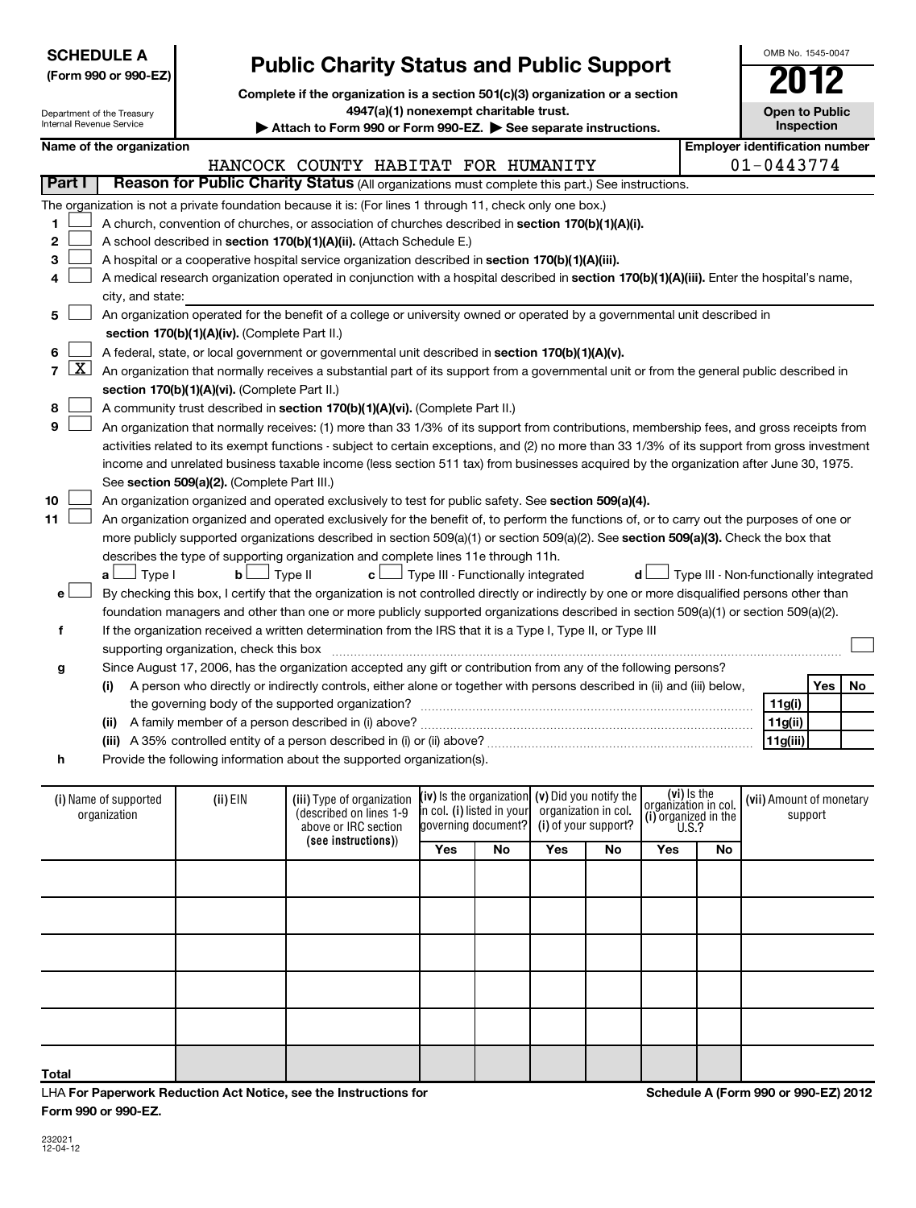**SCHEDULE A**
**(Form 990 or 990-EZ)**

Department of the Treasury
Internal Revenue Service

# Public Charity Status and Public Support

**Complete if the organization is a section 501(c)(3) organization or a section 4947(a)(1) nonexempt charitable trust.**
**▶ Attach to Form 990 or Form 990-EZ. ▶ See separate instructions.**

OMB No. 1545-0047
**2012**
**Open to Public Inspection**

**Name of the organization:** HANCOCK COUNTY HABITAT FOR HUMANITY
**Employer identification number:** 01-0443774

**Part I — Reason for Public Charity Status** (All organizations must complete this part.) See instructions.

The organization is not a private foundation because it is: (For lines 1 through 11, check only one box.)

1. ☐ A church, convention of churches, or association of churches described in **section 170(b)(1)(A)(i).**
2. ☐ A school described in **section 170(b)(1)(A)(ii).** (Attach Schedule E.)
3. ☐ A hospital or a cooperative hospital service organization described in **section 170(b)(1)(A)(iii).**
4. ☐ A medical research organization operated in conjunction with a hospital described in **section 170(b)(1)(A)(iii).** Enter the hospital's name, city, and state:
5. ☐ An organization operated for the benefit of a college or university owned or operated by a governmental unit described in **section 170(b)(1)(A)(iv).** (Complete Part II.)
6. ☐ A federal, state, or local government or governmental unit described in **section 170(b)(1)(A)(v).**
7. ☒ An organization that normally receives a substantial part of its support from a governmental unit or from the general public described in **section 170(b)(1)(A)(vi).** (Complete Part II.)
8. ☐ A community trust described in **section 170(b)(1)(A)(vi).** (Complete Part II.)
9. ☐ An organization that normally receives: (1) more than 33 1/3% of its support from contributions, membership fees, and gross receipts from activities related to its exempt functions - subject to certain exceptions, and (2) no more than 33 1/3% of its support from gross investment income and unrelated business taxable income (less section 511 tax) from businesses acquired by the organization after June 30, 1975. See **section 509(a)(2).** (Complete Part III.)
10. ☐ An organization organized and operated exclusively to test for public safety. See **section 509(a)(4).**
11. ☐ An organization organized and operated exclusively for the benefit of, to perform the functions of, or to carry out the purposes of one or more publicly supported organizations described in section 509(a)(1) or section 509(a)(2). See **section 509(a)(3).** Check the box that describes the type of supporting organization and complete lines 11e through 11h.
   - **a** ☐ Type I  **b** ☐ Type II  **c** ☐ Type III - Functionally integrated  **d** ☐ Type III - Non-functionally integrated
   - **e** ☐ By checking this box, I certify that the organization is not controlled directly or indirectly by one or more disqualified persons other than foundation managers and other than one or more publicly supported organizations described in section 509(a)(1) or section 509(a)(2).
   - **f** If the organization received a written determination from the IRS that it is a Type I, Type II, or Type III supporting organization, check this box ☐
   - **g** Since August 17, 2006, has the organization accepted any gift or contribution from any of the following persons?

| | | Yes | No |
|---|---|---|---|
| (i) A person who directly or indirectly controls, either alone or together with persons described in (ii) and (iii) below, the governing body of the supported organization? | 11g(i) | | |
| (ii) A family member of a person described in (i) above? | 11g(ii) | | |
| (iii) A 35% controlled entity of a person described in (i) or (ii) above? | 11g(iii) | | |

   - **h** Provide the following information about the supported organization(s).

| (i) Name of supported organization | (ii) EIN | (iii) Type of organization (described on lines 1-9 above or IRC section (see instructions)) | (iv) Is the organization in col. (i) listed in your governing document? Yes | No | (v) Did you notify the organization in col. (i) of your support? Yes | No | (vi) Is the organization in col. (i) organized in the U.S.? Yes | No | (vii) Amount of monetary support |
|---|---|---|---|---|---|---|---|---|---|
| | | | | | | | | | |
| | | | | | | | | | |
| | | | | | | | | | |
| | | | | | | | | | |
| | | | | | | | | | |
| **Total** | | | | | | | | | |

LHA **For Paperwork Reduction Act Notice, see the Instructions for Form 990 or 990-EZ.**

**Schedule A (Form 990 or 990-EZ) 2012**

232021
12-04-12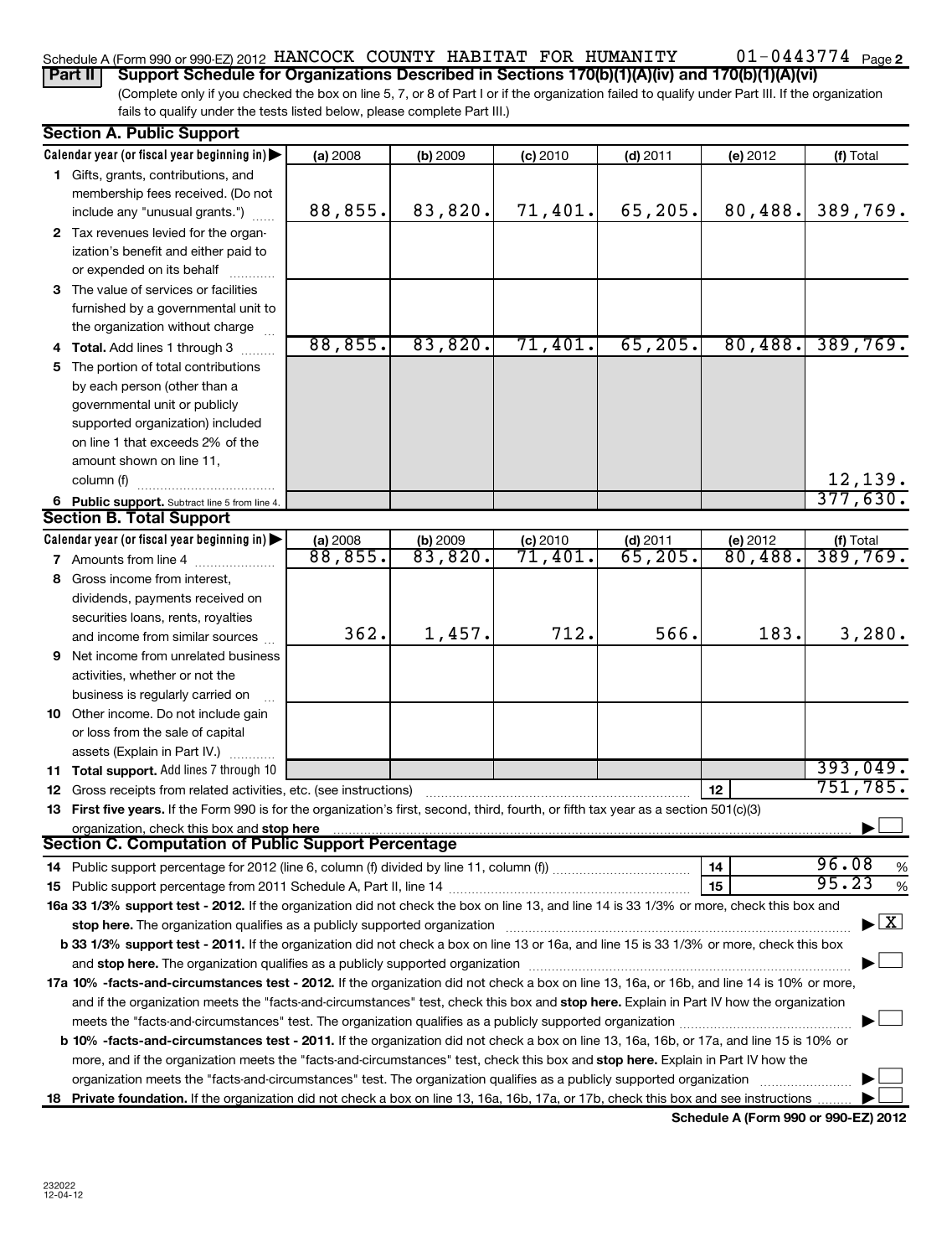Schedule A (Form 990 or 990-EZ) 2012 HANCOCK COUNTY HABITAT FOR HUMANITY 01-0443774 Page 2

**Part II** **Support Schedule for Organizations Described in Sections 170(b)(1)(A)(iv) and 170(b)(1)(A)(vi)**

(Complete only if you checked the box on line 5, 7, or 8 of Part I or if the organization failed to qualify under Part III. If the organization fails to qualify under the tests listed below, please complete Part III.)

## Section A. Public Support

| Calendar year (or fiscal year beginning in) | (a) 2008 | (b) 2009 | (c) 2010 | (d) 2011 | (e) 2012 | (f) Total |
|---|---|---|---|---|---|---|
| **1** Gifts, grants, contributions, and membership fees received. (Do not include any "unusual grants.") | 88,855. | 83,820. | 71,401. | 65,205. | 80,488. | 389,769. |
| **2** Tax revenues levied for the organization's benefit and either paid to or expended on its behalf | | | | | | |
| **3** The value of services or facilities furnished by a governmental unit to the organization without charge | | | | | | |
| **4** **Total.** Add lines 1 through 3 | 88,855. | 83,820. | 71,401. | 65,205. | 80,488. | 389,769. |
| **5** The portion of total contributions by each person (other than a governmental unit or publicly supported organization) included on line 1 that exceeds 2% of the amount shown on line 11, column (f) | | | | | | 12,139. |
| **6** **Public support.** Subtract line 5 from line 4. | | | | | | 377,630. |

## Section B. Total Support

| Calendar year (or fiscal year beginning in) | (a) 2008 | (b) 2009 | (c) 2010 | (d) 2011 | (e) 2012 | (f) Total |
|---|---|---|---|---|---|---|
| **7** Amounts from line 4 | 88,855. | 83,820. | 71,401. | 65,205. | 80,488. | 389,769. |
| **8** Gross income from interest, dividends, payments received on securities loans, rents, royalties and income from similar sources | 362. | 1,457. | 712. | 566. | 183. | 3,280. |
| **9** Net income from unrelated business activities, whether or not the business is regularly carried on | | | | | | |
| **10** Other income. Do not include gain or loss from the sale of capital assets (Explain in Part IV.) | | | | | | |
| **11** **Total support.** Add lines 7 through 10 | | | | | | 393,049. |

**12** Gross receipts from related activities, etc. (see instructions) **12** 751,785.

**13** **First five years.** If the Form 990 is for the organization's first, second, third, fourth, or fifth tax year as a section 501(c)(3) organization, check this box and **stop here** ☐

## Section C. Computation of Public Support Percentage

**14** Public support percentage for 2012 (line 6, column (f) divided by line 11, column (f)) **14** 96.08 %

**15** Public support percentage from 2011 Schedule A, Part II, line 14 **15** 95.23 %

**16a 33 1/3% support test - 2012.** If the organization did not check the box on line 13, and line 14 is 33 1/3% or more, check this box and **stop here.** The organization qualifies as a publicly supported organization ☒

**b 33 1/3% support test - 2011.** If the organization did not check a box on line 13 or 16a, and line 15 is 33 1/3% or more, check this box and **stop here.** The organization qualifies as a publicly supported organization ☐

**17a 10% -facts-and-circumstances test - 2012.** If the organization did not check a box on line 13, 16a, or 16b, and line 14 is 10% or more, and if the organization meets the "facts-and-circumstances" test, check this box and **stop here.** Explain in Part IV how the organization meets the "facts-and-circumstances" test. The organization qualifies as a publicly supported organization ☐

**b 10% -facts-and-circumstances test - 2011.** If the organization did not check a box on line 13, 16a, 16b, or 17a, and line 15 is 10% or more, and if the organization meets the "facts-and-circumstances" test, check this box and **stop here.** Explain in Part IV how the organization meets the "facts-and-circumstances" test. The organization qualifies as a publicly supported organization ☐

**18** **Private foundation.** If the organization did not check a box on line 13, 16a, 16b, 17a, or 17b, check this box and see instructions ☐

**Schedule A (Form 990 or 990-EZ) 2012**

232022 12-04-12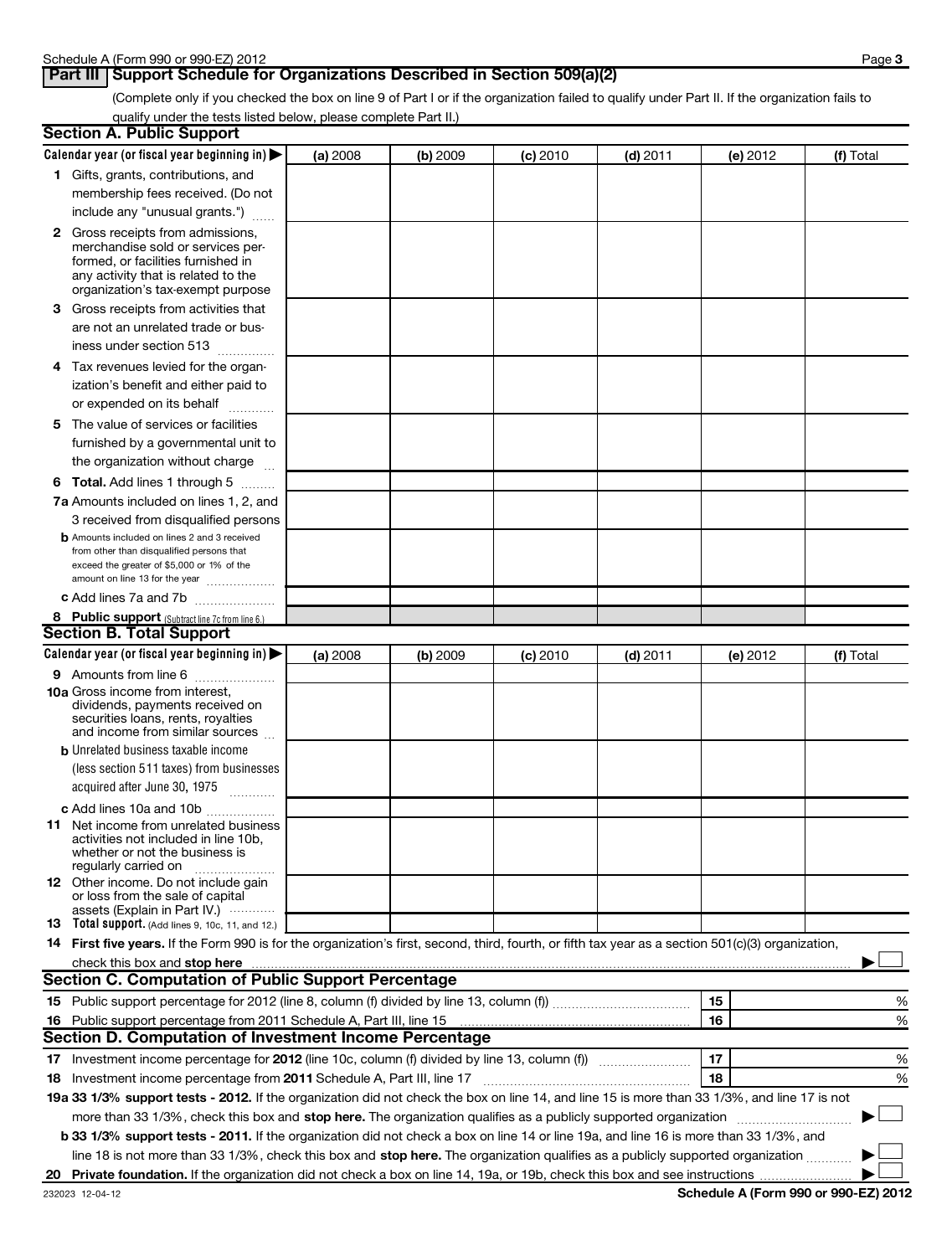## Part III | Support Schedule for Organizations Described in Section 509(a)(2)

(Complete only if you checked the box on line 9 of Part I or if the organization failed to qualify under Part II. If the organization fails to qualify under the tests listed below, please complete Part II.)

### Section A. Public Support

| Calendar year (or fiscal year beginning in) ▶ | (a) 2008 | (b) 2009 | (c) 2010 | (d) 2011 | (e) 2012 | (f) Total |
|---|---|---|---|---|---|---|
| **1** Gifts, grants, contributions, and membership fees received. (Do not include any "unusual grants.") | | | | | | |
| **2** Gross receipts from admissions, merchandise sold or services performed, or facilities furnished in any activity that is related to the organization's tax-exempt purpose | | | | | | |
| **3** Gross receipts from activities that are not an unrelated trade or business under section 513 | | | | | | |
| **4** Tax revenues levied for the organization's benefit and either paid to or expended on its behalf | | | | | | |
| **5** The value of services or facilities furnished by a governmental unit to the organization without charge | | | | | | |
| **6 Total.** Add lines 1 through 5 | | | | | | |
| **7a** Amounts included on lines 1, 2, and 3 received from disqualified persons | | | | | | |
| **b** Amounts included on lines 2 and 3 received from other than disqualified persons that exceed the greater of $5,000 or 1% of the amount on line 13 for the year | | | | | | |
| **c** Add lines 7a and 7b | | | | | | |
| **8 Public support** (Subtract line 7c from line 6.) | | | | | | |

### Section B. Total Support

| Calendar year (or fiscal year beginning in) ▶ | (a) 2008 | (b) 2009 | (c) 2010 | (d) 2011 | (e) 2012 | (f) Total |
|---|---|---|---|---|---|---|
| **9** Amounts from line 6 | | | | | | |
| **10a** Gross income from interest, dividends, payments received on securities loans, rents, royalties and income from similar sources | | | | | | |
| **b** Unrelated business taxable income (less section 511 taxes) from businesses acquired after June 30, 1975 | | | | | | |
| **c** Add lines 10a and 10b | | | | | | |
| **11** Net income from unrelated business activities not included in line 10b, whether or not the business is regularly carried on | | | | | | |
| **12** Other income. Do not include gain or loss from the sale of capital assets (Explain in Part IV.) | | | | | | |
| **13 Total support.** (Add lines 9, 10c, 11, and 12.) | | | | | | |

**14 First five years.** If the Form 990 is for the organization's first, second, third, fourth, or fifth tax year as a section 501(c)(3) organization, check this box and **stop here** ▶ ☐

### Section C. Computation of Public Support Percentage

| | | | |
|---|---|---|---|
| **15** | Public support percentage for 2012 (line 8, column (f) divided by line 13, column (f)) | 15 | % |
| **16** | Public support percentage from 2011 Schedule A, Part III, line 15 | 16 | % |

### Section D. Computation of Investment Income Percentage

| | | | |
|---|---|---|---|
| **17** | Investment income percentage for **2012** (line 10c, column (f) divided by line 13, column (f)) | 17 | % |
| **18** | Investment income percentage from **2011** Schedule A, Part III, line 17 | 18 | % |

**19a 33 1/3% support tests - 2012.** If the organization did not check the box on line 14, and line 15 is more than 33 1/3%, and line 17 is not more than 33 1/3%, check this box and **stop here.** The organization qualifies as a publicly supported organization ▶ ☐

**b 33 1/3% support tests - 2011.** If the organization did not check a box on line 14 or line 19a, and line 16 is more than 33 1/3%, and line 18 is not more than 33 1/3%, check this box and **stop here.** The organization qualifies as a publicly supported organization ▶ ☐

**20 Private foundation.** If the organization did not check a box on line 14, 19a, or 19b, check this box and see instructions ▶ ☐

232023 12-04-12 **Schedule A (Form 990 or 990-EZ) 2012**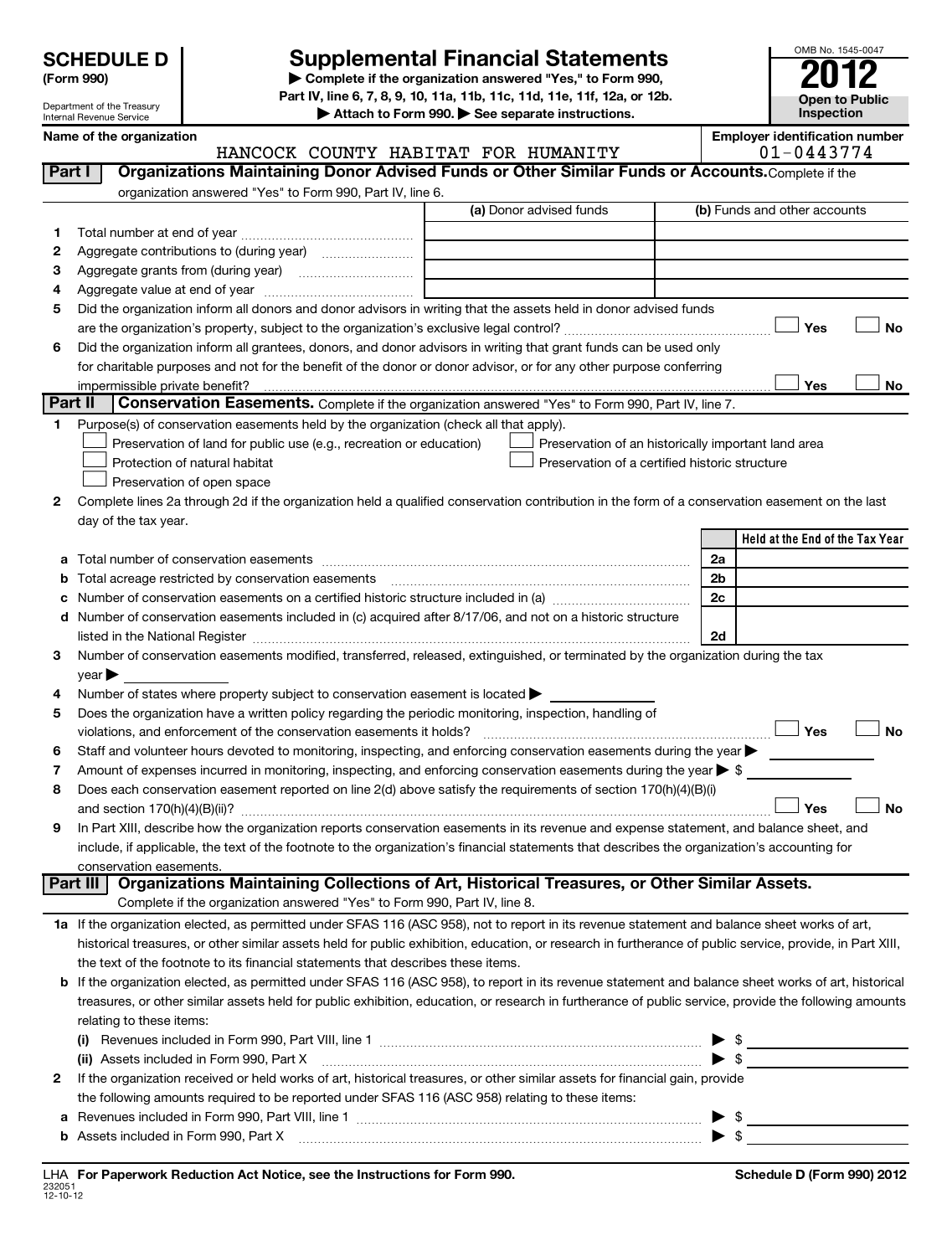# SCHEDULE D (Form 990)

Department of the Treasury
Internal Revenue Service

## Supplemental Financial Statements

▶ Complete if the organization answered "Yes," to Form 990, Part IV, line 6, 7, 8, 9, 10, 11a, 11b, 11c, 11d, 11e, 11f, 12a, or 12b.
▶ Attach to Form 990. ▶ See separate instructions.

OMB No. 1545-0047
2012
Open to Public Inspection

**Name of the organization:** HANCOCK COUNTY HABITAT FOR HUMANITY
**Employer identification number:** 01-0443774

### Part I — Organizations Maintaining Donor Advised Funds or Other Similar Funds or Accounts.
Complete if the organization answered "Yes" to Form 990, Part IV, line 6.

| | | (a) Donor advised funds | (b) Funds and other accounts |
|---|---|---|---|
| 1 | Total number at end of year | | |
| 2 | Aggregate contributions to (during year) | | |
| 3 | Aggregate grants from (during year) | | |
| 4 | Aggregate value at end of year | | |

5 Did the organization inform all donors and donor advisors in writing that the assets held in donor advised funds are the organization's property, subject to the organization's exclusive legal control? ☐ Yes ☐ No

6 Did the organization inform all grantees, donors, and donor advisors in writing that grant funds can be used only for charitable purposes and not for the benefit of the donor or donor advisor, or for any other purpose conferring impermissible private benefit? ☐ Yes ☐ No

### Part II — Conservation Easements.
Complete if the organization answered "Yes" to Form 990, Part IV, line 7.

1 Purpose(s) of conservation easements held by the organization (check all that apply).
- ☐ Preservation of land for public use (e.g., recreation or education)
- ☐ Protection of natural habitat
- ☐ Preservation of open space
- ☐ Preservation of an historically important land area
- ☐ Preservation of a certified historic structure

2 Complete lines 2a through 2d if the organization held a qualified conservation contribution in the form of a conservation easement on the last day of the tax year.

| | | | Held at the End of the Tax Year |
|---|---|---|---|
| a | Total number of conservation easements | 2a | |
| b | Total acreage restricted by conservation easements | 2b | |
| c | Number of conservation easements on a certified historic structure included in (a) | 2c | |
| d | Number of conservation easements included in (c) acquired after 8/17/06, and not on a historic structure listed in the National Register | 2d | |

3 Number of conservation easements modified, transferred, released, extinguished, or terminated by the organization during the tax year ▶

4 Number of states where property subject to conservation easement is located ▶

5 Does the organization have a written policy regarding the periodic monitoring, inspection, handling of violations, and enforcement of the conservation easements it holds? ☐ Yes ☐ No

6 Staff and volunteer hours devoted to monitoring, inspecting, and enforcing conservation easements during the year ▶

7 Amount of expenses incurred in monitoring, inspecting, and enforcing conservation easements during the year ▶ $

8 Does each conservation easement reported on line 2(d) above satisfy the requirements of section 170(h)(4)(B)(i) and section 170(h)(4)(B)(ii)? ☐ Yes ☐ No

9 In Part XIII, describe how the organization reports conservation easements in its revenue and expense statement, and balance sheet, and include, if applicable, the text of the footnote to the organization's financial statements that describes the organization's accounting for conservation easements.

### Part III — Organizations Maintaining Collections of Art, Historical Treasures, or Other Similar Assets.
Complete if the organization answered "Yes" to Form 990, Part IV, line 8.

1a If the organization elected, as permitted under SFAS 116 (ASC 958), not to report in its revenue statement and balance sheet works of art, historical treasures, or other similar assets held for public exhibition, education, or research in furtherance of public service, provide, in Part XIII, the text of the footnote to its financial statements that describes these items.

b If the organization elected, as permitted under SFAS 116 (ASC 958), to report in its revenue statement and balance sheet works of art, historical treasures, or other similar assets held for public exhibition, education, or research in furtherance of public service, provide the following amounts relating to these items:

(i) Revenues included in Form 990, Part VIII, line 1 ▶ $

(ii) Assets included in Form 990, Part X ▶ $

2 If the organization received or held works of art, historical treasures, or other similar assets for financial gain, provide the following amounts required to be reported under SFAS 116 (ASC 958) relating to these items:

a Revenues included in Form 990, Part VIII, line 1 ▶ $

b Assets included in Form 990, Part X ▶ $

LHA For Paperwork Reduction Act Notice, see the Instructions for Form 990. Schedule D (Form 990) 2012

232051
12-10-12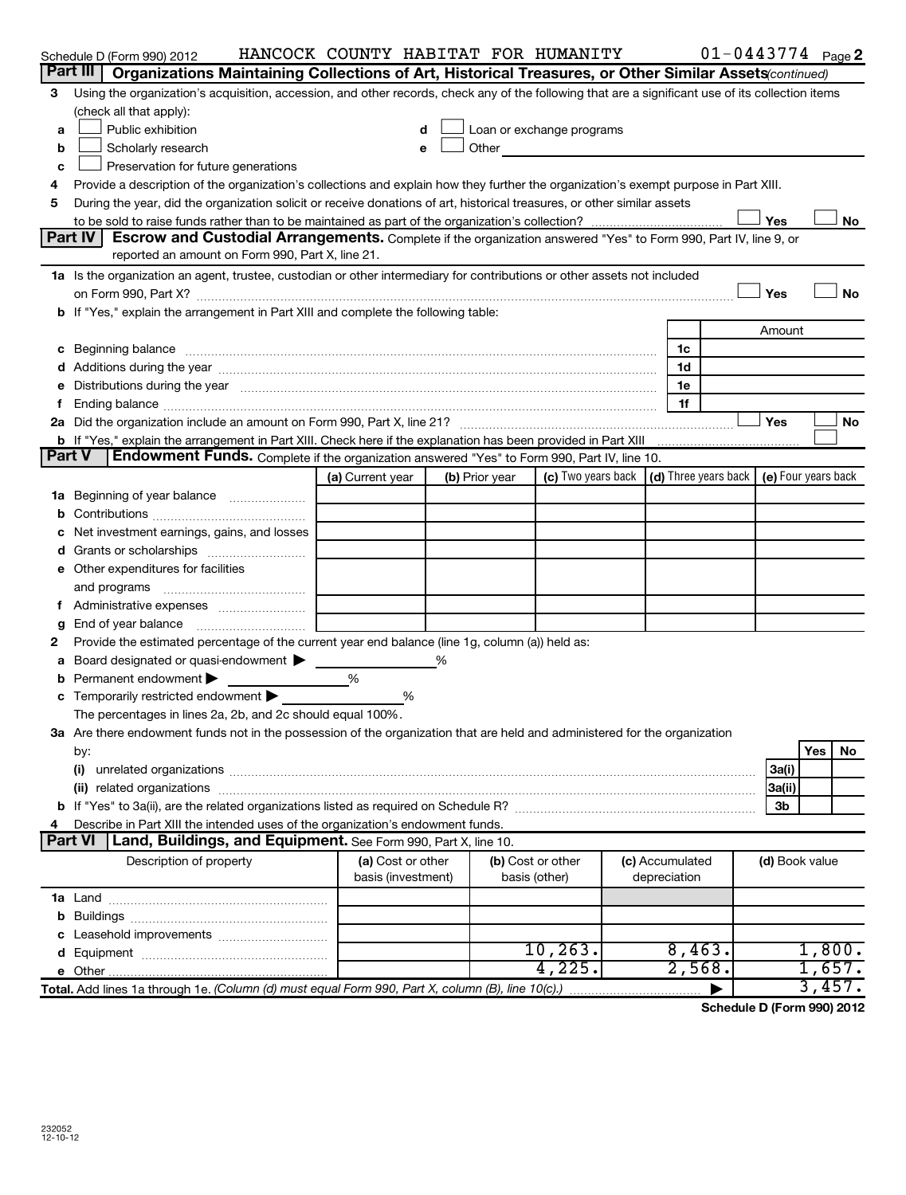Schedule D (Form 990) 2012 HANCOCK COUNTY HABITAT FOR HUMANITY 01-0443774 Page 2

**Part III** **Organizations Maintaining Collections of Art, Historical Treasures, or Other Similar Assets** *(continued)*

3 Using the organization's acquisition, accession, and other records, check any of the following that are a significant use of its collection items (check all that apply):

a ☐ Public exhibition
b ☐ Scholarly research
c ☐ Preservation for future generations
d ☐ Loan or exchange programs
e ☐ Other

4 Provide a description of the organization's collections and explain how they further the organization's exempt purpose in Part XIII.

5 During the year, did the organization solicit or receive donations of art, historical treasures, or other similar assets to be sold to raise funds rather than to be maintained as part of the organization's collection? ☐ Yes ☐ No

**Part IV** **Escrow and Custodial Arrangements.** Complete if the organization answered "Yes" to Form 990, Part IV, line 9, or reported an amount on Form 990, Part X, line 21.

1a Is the organization an agent, trustee, custodian or other intermediary for contributions or other assets not included on Form 990, Part X? ☐ Yes ☐ No

b If "Yes," explain the arrangement in Part XIII and complete the following table:

| | | Amount |
|---|---|---|
| c Beginning balance | 1c | |
| d Additions during the year | 1d | |
| e Distributions during the year | 1e | |
| f Ending balance | 1f | |

2a Did the organization include an amount on Form 990, Part X, line 21? ☐ Yes ☐ No

b If "Yes," explain the arrangement in Part XIII. Check here if the explanation has been provided in Part XIII ☐

**Part V** **Endowment Funds.** Complete if the organization answered "Yes" to Form 990, Part IV, line 10.

| | (a) Current year | (b) Prior year | (c) Two years back | (d) Three years back | (e) Four years back |
|---|---|---|---|---|---|
| 1a Beginning of year balance | | | | | |
| b Contributions | | | | | |
| c Net investment earnings, gains, and losses | | | | | |
| d Grants or scholarships | | | | | |
| e Other expenditures for facilities and programs | | | | | |
| f Administrative expenses | | | | | |
| g End of year balance | | | | | |

2 Provide the estimated percentage of the current year end balance (line 1g, column (a)) held as:

a Board designated or quasi-endowment ▶ %
b Permanent endowment ▶ %
c Temporarily restricted endowment ▶ %

The percentages in lines 2a, 2b, and 2c should equal 100%.

3a Are there endowment funds not in the possession of the organization that are held and administered for the organization by:

| | | Yes | No |
|---|---|---|---|
| (i) unrelated organizations | 3a(i) | | |
| (ii) related organizations | 3a(ii) | | |
| b If "Yes" to 3a(ii), are the related organizations listed as required on Schedule R? | 3b | | |

4 Describe in Part XIII the intended uses of the organization's endowment funds.

**Part VI** **Land, Buildings, and Equipment.** See Form 990, Part X, line 10.

| Description of property | (a) Cost or other basis (investment) | (b) Cost or other basis (other) | (c) Accumulated depreciation | (d) Book value |
|---|---|---|---|---|
| 1a Land | | | | |
| b Buildings | | | | |
| c Leasehold improvements | | | | |
| d Equipment | | 10,263. | 8,463. | 1,800. |
| e Other | | 4,225. | 2,568. | 1,657. |
| **Total.** Add lines 1a through 1e. *(Column (d) must equal Form 990, Part X, column (B), line 10(c).)* | | | ▶ | 3,457. |

**Schedule D (Form 990) 2012**

232052
12-10-12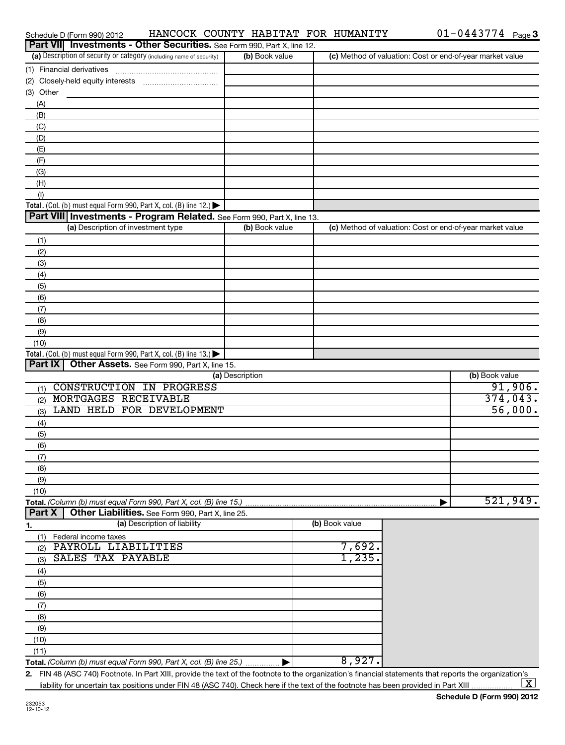Schedule D (Form 990) 2012 HANCOCK COUNTY HABITAT FOR HUMANITY 01-0443774 Page 3

## Part VII Investments - Other Securities. See Form 990, Part X, line 12.

| (a) Description of security or category (including name of security) | (b) Book value | (c) Method of valuation: Cost or end-of-year market value |
|---|---|---|
| (1) Financial derivatives | | |
| (2) Closely-held equity interests | | |
| (3) Other | | |
| (A) | | |
| (B) | | |
| (C) | | |
| (D) | | |
| (E) | | |
| (F) | | |
| (G) | | |
| (H) | | |
| (I) | | |
| **Total.** (Col. (b) must equal Form 990, Part X, col. (B) line 12.) ▶ | | |

## Part VIII Investments - Program Related. See Form 990, Part X, line 13.

| (a) Description of investment type | (b) Book value | (c) Method of valuation: Cost or end-of-year market value |
|---|---|---|
| (1) | | |
| (2) | | |
| (3) | | |
| (4) | | |
| (5) | | |
| (6) | | |
| (7) | | |
| (8) | | |
| (9) | | |
| (10) | | |
| **Total.** (Col. (b) must equal Form 990, Part X, col. (B) line 13.) ▶ | | |

## Part IX Other Assets. See Form 990, Part X, line 15.

| (a) Description | (b) Book value |
|---|---|
| (1) CONSTRUCTION IN PROGRESS | 91,906. |
| (2) MORTGAGES RECEIVABLE | 374,043. |
| (3) LAND HELD FOR DEVELOPMENT | 56,000. |
| (4) | |
| (5) | |
| (6) | |
| (7) | |
| (8) | |
| (9) | |
| (10) | |
| **Total.** *(Column (b) must equal Form 990, Part X, col. (B) line 15.)* ▶ | 521,949. |

## Part X Other Liabilities. See Form 990, Part X, line 25.

| 1. (a) Description of liability | (b) Book value |
|---|---|
| (1) Federal income taxes | |
| (2) PAYROLL LIABILITIES | 7,692. |
| (3) SALES TAX PAYABLE | 1,235. |
| (4) | |
| (5) | |
| (6) | |
| (7) | |
| (8) | |
| (9) | |
| (10) | |
| (11) | |
| **Total.** *(Column (b) must equal Form 990, Part X, col. (B) line 25.)* ▶ | 8,927. |

**2.** FIN 48 (ASC 740) Footnote. In Part XIII, provide the text of the footnote to the organization's financial statements that reports the organization's liability for uncertain tax positions under FIN 48 (ASC 740). Check here if the text of the footnote has been provided in Part XIII .......... [X]

232053 12-10-12

**Schedule D (Form 990) 2012**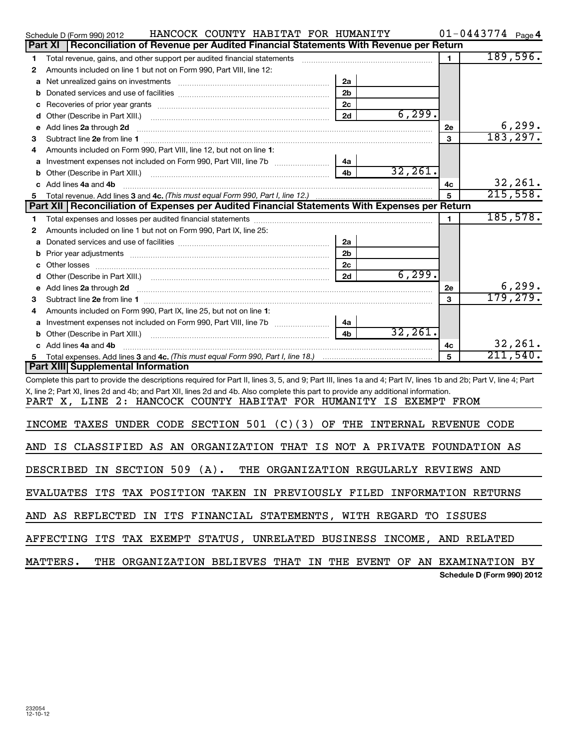Schedule D (Form 990) 2012 HANCOCK COUNTY HABITAT FOR HUMANITY 01-0443774 Page 4

## Part XI Reconciliation of Revenue per Audited Financial Statements With Revenue per Return

| | | | | | |
|---|---|---|---|---|---|
| 1 | Total revenue, gains, and other support per audited financial statements | | | 1 | 189,596. |
| 2 | Amounts included on line 1 but not on Form 990, Part VIII, line 12: | | | | |
| a | Net unrealized gains on investments | 2a | | | |
| b | Donated services and use of facilities | 2b | | | |
| c | Recoveries of prior year grants | 2c | | | |
| d | Other (Describe in Part XIII.) | 2d | 6,299. | | |
| e | Add lines 2a through 2d | | | 2e | 6,299. |
| 3 | Subtract line 2e from line 1 | | | 3 | 183,297. |
| 4 | Amounts included on Form 990, Part VIII, line 12, but not on line 1: | | | | |
| a | Investment expenses not included on Form 990, Part VIII, line 7b | 4a | | | |
| b | Other (Describe in Part XIII.) | 4b | 32,261. | | |
| c | Add lines 4a and 4b | | | 4c | 32,261. |
| 5 | Total revenue. Add lines 3 and 4c. *(This must equal Form 990, Part I, line 12.)* | | | 5 | 215,558. |

## Part XII Reconciliation of Expenses per Audited Financial Statements With Expenses per Return

| | | | | | |
|---|---|---|---|---|---|
| 1 | Total expenses and losses per audited financial statements | | | 1 | 185,578. |
| 2 | Amounts included on line 1 but not on Form 990, Part IX, line 25: | | | | |
| a | Donated services and use of facilities | 2a | | | |
| b | Prior year adjustments | 2b | | | |
| c | Other losses | 2c | | | |
| d | Other (Describe in Part XIII.) | 2d | 6,299. | | |
| e | Add lines 2a through 2d | | | 2e | 6,299. |
| 3 | Subtract line 2e from line 1 | | | 3 | 179,279. |
| 4 | Amounts included on Form 990, Part IX, line 25, but not on line 1: | | | | |
| a | Investment expenses not included on Form 990, Part VIII, line 7b | 4a | | | |
| b | Other (Describe in Part XIII.) | 4b | 32,261. | | |
| c | Add lines 4a and 4b | | | 4c | 32,261. |
| 5 | Total expenses. Add lines 3 and 4c. *(This must equal Form 990, Part I, line 18.)* | | | 5 | 211,540. |

## Part XIII Supplemental Information

Complete this part to provide the descriptions required for Part II, lines 3, 5, and 9; Part III, lines 1a and 4; Part IV, lines 1b and 2b; Part V, line 4; Part X, line 2; Part XI, lines 2d and 4b; and Part XII, lines 2d and 4b. Also complete this part to provide any additional information.

PART X, LINE 2: HANCOCK COUNTY HABITAT FOR HUMANITY IS EXEMPT FROM INCOME TAXES UNDER CODE SECTION 501 (C)(3) OF THE INTERNAL REVENUE CODE AND IS CLASSIFIED AS AN ORGANIZATION THAT IS NOT A PRIVATE FOUNDATION AS DESCRIBED IN SECTION 509 (A). THE ORGANIZATION REGULARLY REVIEWS AND EVALUATES ITS TAX POSITION TAKEN IN PREVIOUSLY FILED INFORMATION RETURNS AND AS REFLECTED IN ITS FINANCIAL STATEMENTS, WITH REGARD TO ISSUES AFFECTING ITS TAX EXEMPT STATUS, UNRELATED BUSINESS INCOME, AND RELATED MATTERS. THE ORGANIZATION BELIEVES THAT IN THE EVENT OF AN EXAMINATION BY

Schedule D (Form 990) 2012

232054
12-10-12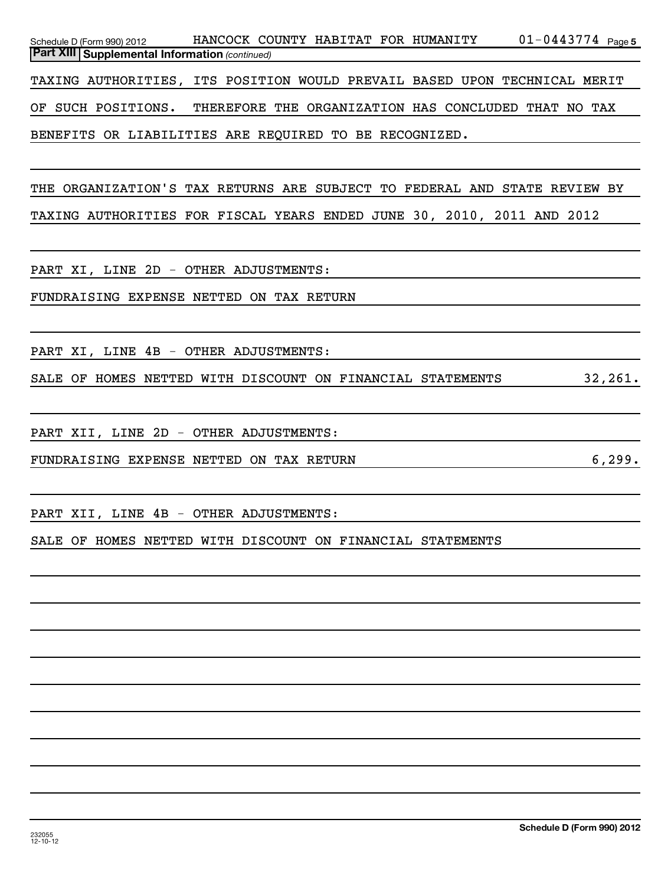Schedule D (Form 990) 2012 HANCOCK COUNTY HABITAT FOR HUMANITY 01-0443774 Page 5

**Part XIII Supplemental Information** *(continued)*

TAXING AUTHORITIES, ITS POSITION WOULD PREVAIL BASED UPON TECHNICAL MERIT OF SUCH POSITIONS. THEREFORE THE ORGANIZATION HAS CONCLUDED THAT NO TAX BENEFITS OR LIABILITIES ARE REQUIRED TO BE RECOGNIZED.

THE ORGANIZATION'S TAX RETURNS ARE SUBJECT TO FEDERAL AND STATE REVIEW BY TAXING AUTHORITIES FOR FISCAL YEARS ENDED JUNE 30, 2010, 2011 AND 2012

PART XI, LINE 2D - OTHER ADJUSTMENTS:

FUNDRAISING EXPENSE NETTED ON TAX RETURN

PART XI, LINE 4B - OTHER ADJUSTMENTS:

SALE OF HOMES NETTED WITH DISCOUNT ON FINANCIAL STATEMENTS 32,261.

PART XII, LINE 2D - OTHER ADJUSTMENTS:

FUNDRAISING EXPENSE NETTED ON TAX RETURN 6,299.

PART XII, LINE 4B - OTHER ADJUSTMENTS:

SALE OF HOMES NETTED WITH DISCOUNT ON FINANCIAL STATEMENTS

Schedule D (Form 990) 2012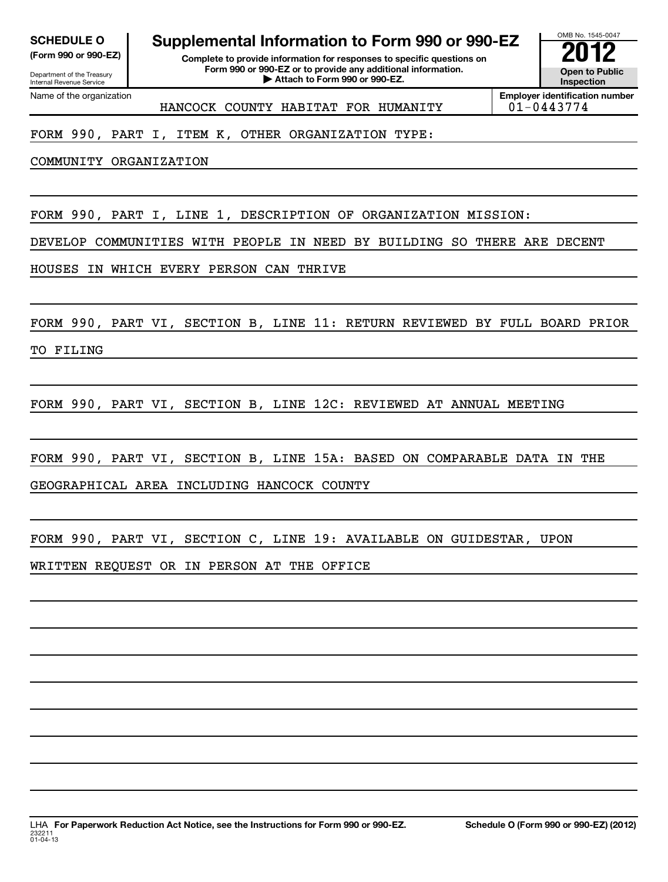**SCHEDULE O**
**(Form 990 or 990-EZ)**

Department of the Treasury
Internal Revenue Service

# Supplemental Information to Form 990 or 990-EZ

**Complete to provide information for responses to specific questions on Form 990 or 990-EZ or to provide any additional information.**
**▶ Attach to Form 990 or 990-EZ.**

OMB No. 1545-0047
**2012**
**Open to Public Inspection**

Name of the organization: HANCOCK COUNTY HABITAT FOR HUMANITY

**Employer identification number:** 01-0443774

FORM 990, PART I, ITEM K, OTHER ORGANIZATION TYPE:

COMMUNITY ORGANIZATION

FORM 990, PART I, LINE 1, DESCRIPTION OF ORGANIZATION MISSION:

DEVELOP COMMUNITIES WITH PEOPLE IN NEED BY BUILDING SO THERE ARE DECENT HOUSES IN WHICH EVERY PERSON CAN THRIVE

FORM 990, PART VI, SECTION B, LINE 11: RETURN REVIEWED BY FULL BOARD PRIOR TO FILING

FORM 990, PART VI, SECTION B, LINE 12C: REVIEWED AT ANNUAL MEETING

FORM 990, PART VI, SECTION B, LINE 15A: BASED ON COMPARABLE DATA IN THE GEOGRAPHICAL AREA INCLUDING HANCOCK COUNTY

FORM 990, PART VI, SECTION C, LINE 19: AVAILABLE ON GUIDESTAR, UPON WRITTEN REQUEST OR IN PERSON AT THE OFFICE

LHA **For Paperwork Reduction Act Notice, see the Instructions for Form 990 or 990-EZ.** **Schedule O (Form 990 or 990-EZ) (2012)**
232211
01-04-13